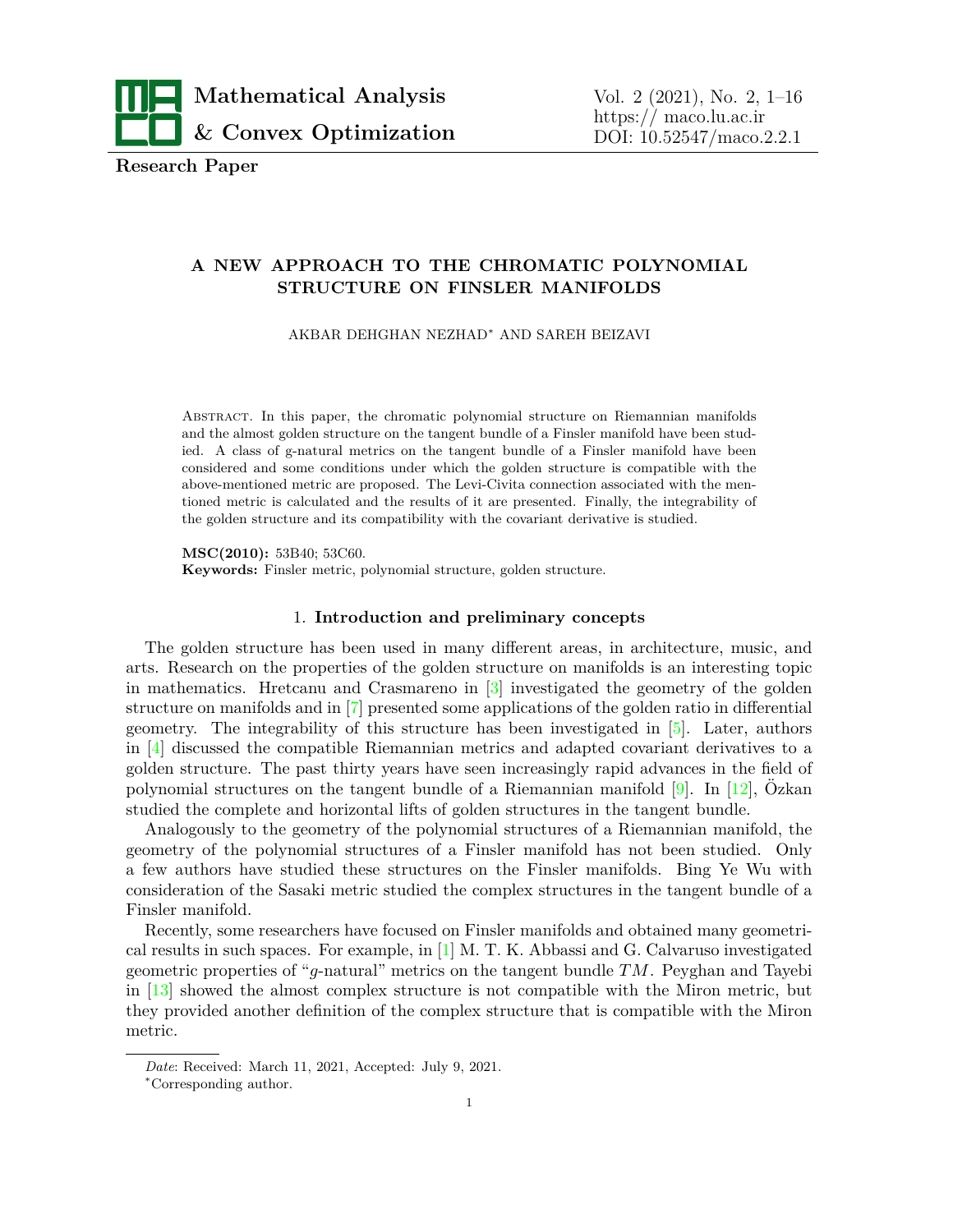Research Paper

# A NEW APPROACH TO THE CHROMATIC POLYNOMIAL STRUCTURE ON FINSLER MANIFOLDS

AKBAR DEHGHAN NEZHAD* AND SAREH BEIZAVI

Abstract. In this paper, the chromatic polynomial structure on Riemannian manifolds and the almost golden structure on the tangent bundle of a Finsler manifold have been studied. A class of g-natural metrics on the tangent bundle of a Finsler manifold have been considered and some conditions under which the golden structure is compatible with the above-mentioned metric are proposed. The Levi-Civita connection associated with the mentioned metric is calculated and the results of it are presented. Finally, the integrability of the golden structure and its compatibility with the covariant derivative is studied.

**MSC(2010):** 53B40; 53C60.
**Keywords:** Finsler metric, polynomial structure, golden structure.

## 1. Introduction and preliminary concepts

The golden structure has been used in many different areas, in architecture, music, and arts. Research on the properties of the golden structure on manifolds is an interesting topic in mathematics. Hretcanu and Crasmareno in [3] investigated the geometry of the golden structure on manifolds and in [7] presented some applications of the golden ratio in differential geometry. The integrability of this structure has been investigated in [5]. Later, authors in [4] discussed the compatible Riemannian metrics and adapted covariant derivatives to a golden structure. The past thirty years have seen increasingly rapid advances in the field of polynomial structures on the tangent bundle of a Riemannian manifold [9]. In [12], Özkan studied the complete and horizontal lifts of golden structures in the tangent bundle.

Analogously to the geometry of the polynomial structures of a Riemannian manifold, the geometry of the polynomial structures of a Finsler manifold has not been studied. Only a few authors have studied these structures on the Finsler manifolds. Bing Ye Wu with consideration of the Sasaki metric studied the complex structures in the tangent bundle of a Finsler manifold.

Recently, some researchers have focused on Finsler manifolds and obtained many geometrical results in such spaces. For example, in [1] M. T. K. Abbassi and G. Calvaruso investigated geometric properties of "$g$-natural" metrics on the tangent bundle $TM$. Peyghan and Tayebi in [13] showed the almost complex structure is not compatible with the Miron metric, but they provided another definition of the complex structure that is compatible with the Miron metric.

*Date*: Received: March 11, 2021, Accepted: July 9, 2021.

*Corresponding author.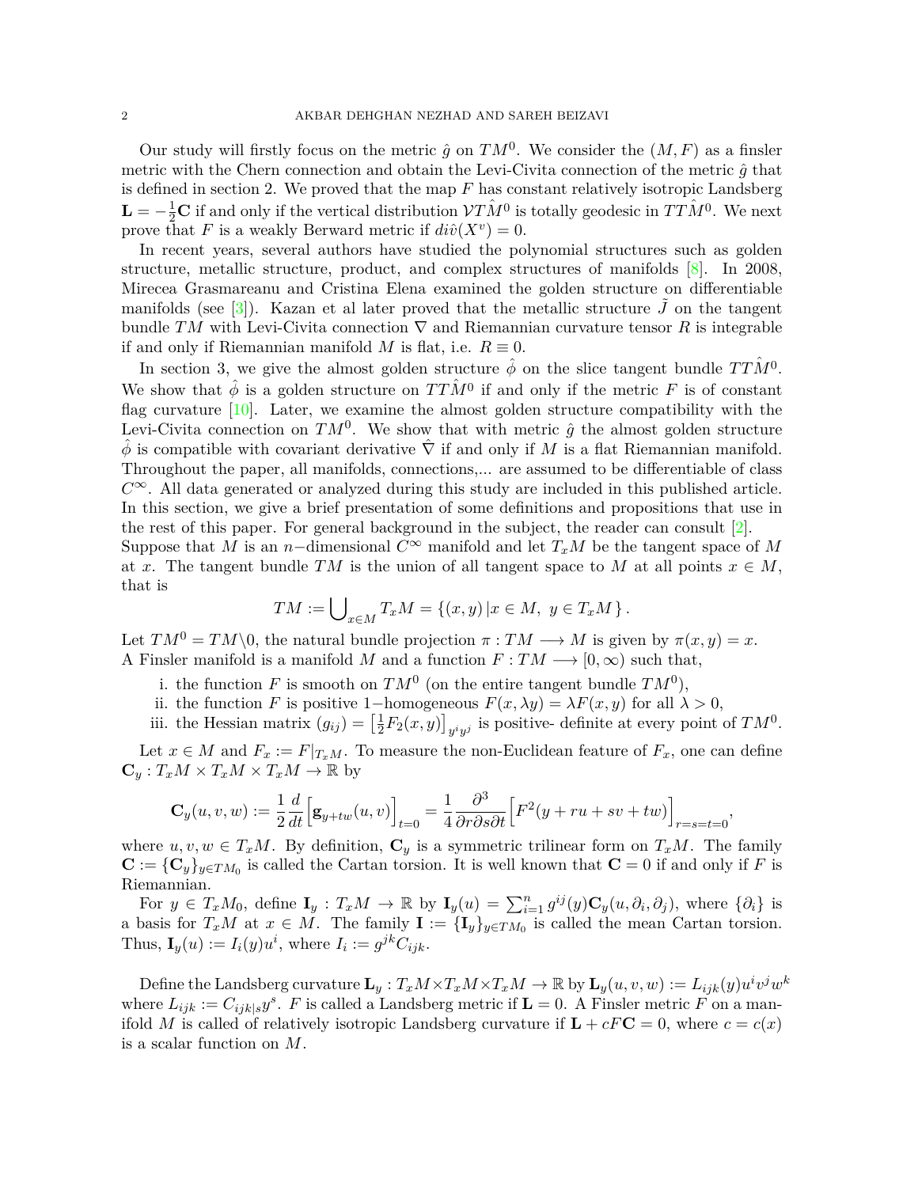Our study will firstly focus on the metric $\hat{g}$ on $TM^0$. We consider the $(M, F)$ as a finsler metric with the Chern connection and obtain the Levi-Civita connection of the metric $\hat{g}$ that is defined in section 2. We proved that the map $F$ has constant relatively isotropic Landsberg $\mathbf{L} = -\frac{1}{2}\mathbf{C}$ if and only if the vertical distribution $\mathcal{V}T\hat{M}^0$ is totally geodesic in $TT\hat{M}^0$. We next prove that $F$ is a weakly Berward metric if $di\hat{v}(X^v) = 0$.

In recent years, several authors have studied the polynomial structures such as golden structure, metallic structure, product, and complex structures of manifolds [8]. In 2008, Mirecea Grasmareanu and Cristina Elena examined the golden structure on differentiable manifolds (see [3]). Kazan et al later proved that the metallic structure $\tilde{J}$ on the tangent bundle $TM$ with Levi-Civita connection $\nabla$ and Riemannian curvature tensor $R$ is integrable if and only if Riemannian manifold $M$ is flat, i.e. $R \equiv 0$.

In section 3, we give the almost golden structure $\hat{\phi}$ on the slice tangent bundle $TT\hat{M}^0$. We show that $\hat{\phi}$ is a golden structure on $TT\hat{M}^0$ if and only if the metric $F$ is of constant flag curvature [10]. Later, we examine the almost golden structure compatibility with the Levi-Civita connection on $TM^0$. We show that with metric $\hat{g}$ the almost golden structure $\hat{\phi}$ is compatible with covariant derivative $\hat{\nabla}$ if and only if $M$ is a flat Riemannian manifold. Throughout the paper, all manifolds, connections,... are assumed to be differentiable of class $C^\infty$. All data generated or analyzed during this study are included in this published article. In this section, we give a brief presentation of some definitions and propositions that use in the rest of this paper. For general background in the subject, the reader can consult [2].
Suppose that $M$ is an $n-$dimensional $C^\infty$ manifold and let $T_xM$ be the tangent space of $M$ at $x$. The tangent bundle $TM$ is the union of all tangent space to $M$ at all points $x \in M$, that is

$$TM := \bigcup\nolimits_{x \in M} T_xM = \{(x, y)\,|x \in M,\ y \in T_xM\}.$$

Let $TM^0 = TM \backslash 0$, the natural bundle projection $\pi : TM \longrightarrow M$ is given by $\pi(x, y) = x$. A Finsler manifold is a manifold $M$ and a function $F : TM \longrightarrow [0, \infty)$ such that,

i. the function $F$ is smooth on $TM^0$ (on the entire tangent bundle $TM^0$),
ii. the function $F$ is positive $1-$homogeneous $F(x, \lambda y) = \lambda F(x, y)$ for all $\lambda > 0$,
iii. the Hessian matrix $(g_{ij}) = \left[\frac{1}{2}F_2(x, y)\right]_{y^i y^j}$ is positive- definite at every point of $TM^0$.

Let $x \in M$ and $F_x := F|_{T_xM}$. To measure the non-Euclidean feature of $F_x$, one can define $\mathbf{C}_y : T_xM \times T_xM \times T_xM \to \mathbb{R}$ by

$$\mathbf{C}_y(u, v, w) := \frac{1}{2}\frac{d}{dt}\Big[\mathbf{g}_{y+tw}(u, v)\Big]_{t=0} = \frac{1}{4}\frac{\partial^3}{\partial r \partial s \partial t}\Big[F^2(y + ru + sv + tw)\Big]_{r=s=t=0},$$

where $u, v, w \in T_xM$. By definition, $\mathbf{C}_y$ is a symmetric trilinear form on $T_xM$. The family $\mathbf{C} := \{\mathbf{C}_y\}_{y \in TM_0}$ is called the Cartan torsion. It is well known that $\mathbf{C} = 0$ if and only if $F$ is Riemannian.

For $y \in T_xM_0$, define $\mathbf{I}_y : T_xM \to \mathbb{R}$ by $\mathbf{I}_y(u) = \sum_{i=1}^n g^{ij}(y)\mathbf{C}_y(u, \partial_i, \partial_j)$, where $\{\partial_i\}$ is a basis for $T_xM$ at $x \in M$. The family $\mathbf{I} := \{\mathbf{I}_y\}_{y \in TM_0}$ is called the mean Cartan torsion. Thus, $\mathbf{I}_y(u) := I_i(y)u^i$, where $I_i := g^{jk}C_{ijk}$.

Define the Landsberg curvature $\mathbf{L}_y : T_xM \times T_xM \times T_xM \to \mathbb{R}$ by $\mathbf{L}_y(u, v, w) := L_{ijk}(y)u^i v^j w^k$ where $L_{ijk} := C_{ijk|s}y^s$. $F$ is called a Landsberg metric if $\mathbf{L} = 0$. A Finsler metric $F$ on a manifold $M$ is called of relatively isotropic Landsberg curvature if $\mathbf{L} + cF\mathbf{C} = 0$, where $c = c(x)$ is a scalar function on $M$.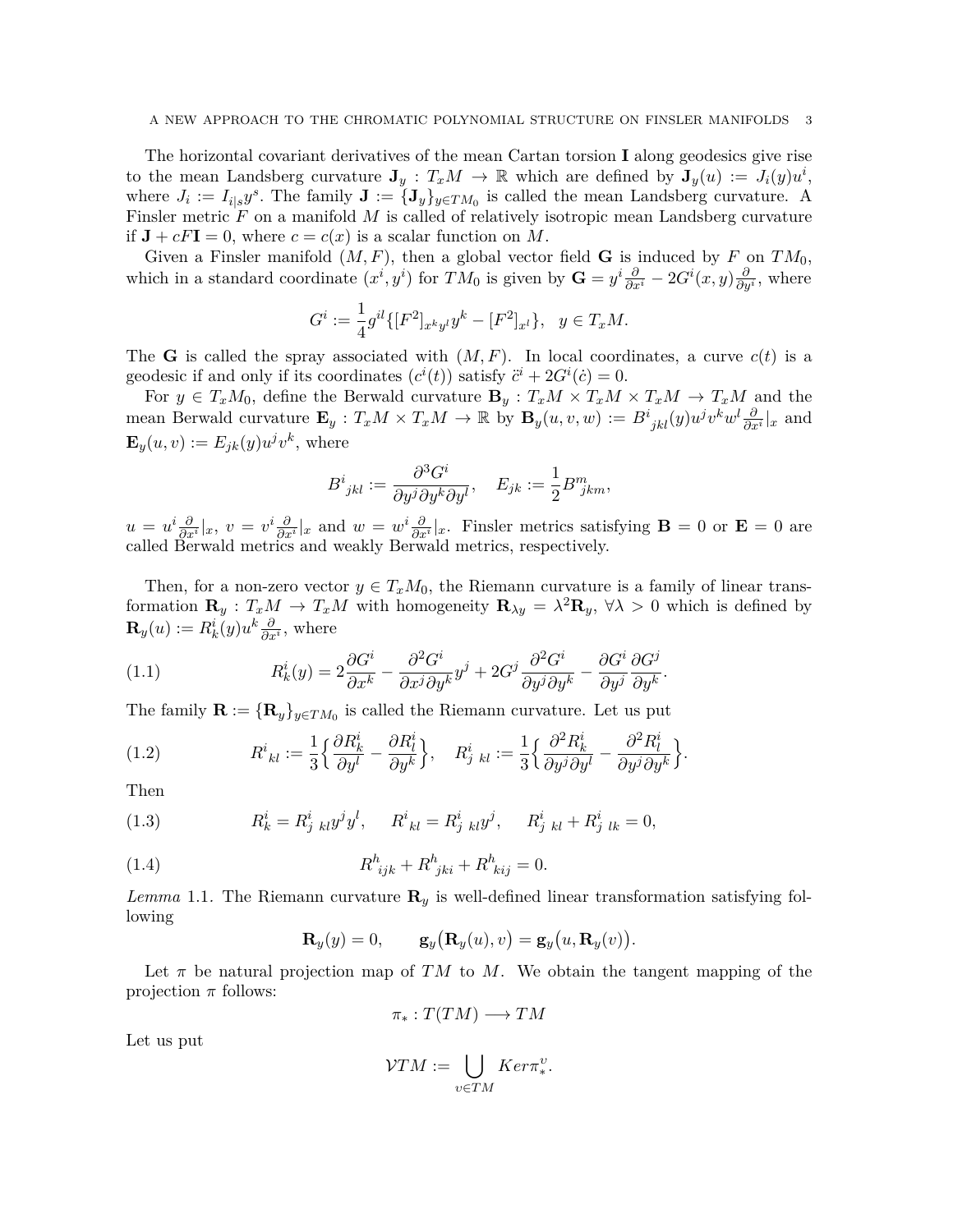The horizontal covariant derivatives of the mean Cartan torsion $\mathbf{I}$ along geodesics give rise to the mean Landsberg curvature $\mathbf{J}_y : T_xM \to \mathbb{R}$ which are defined by $\mathbf{J}_y(u) := J_i(y)u^i$, where $J_i := I_{i|s}y^s$. The family $\mathbf{J} := \{\mathbf{J}_y\}_{y\in TM_0}$ is called the mean Landsberg curvature. A Finsler metric $F$ on a manifold $M$ is called of relatively isotropic mean Landsberg curvature if $\mathbf{J} + cF\mathbf{I} = 0$, where $c = c(x)$ is a scalar function on $M$.

Given a Finsler manifold $(M, F)$, then a global vector field $\mathbf{G}$ is induced by $F$ on $TM_0$, which in a standard coordinate $(x^i, y^i)$ for $TM_0$ is given by $\mathbf{G} = y^i \frac{\partial}{\partial x^i} - 2G^i(x, y)\frac{\partial}{\partial y^i}$, where

$$G^i := \frac{1}{4}g^{il}\{[F^2]_{x^ky^l}y^k - [F^2]_{x^l}\}, \quad y \in T_xM.$$

The $\mathbf{G}$ is called the spray associated with $(M, F)$. In local coordinates, a curve $c(t)$ is a geodesic if and only if its coordinates $(c^i(t))$ satisfy $\ddot{c}^i + 2G^i(\dot{c}) = 0$.

For $y \in T_xM_0$, define the Berwald curvature $\mathbf{B}_y : T_xM \times T_xM \times T_xM \to T_xM$ and the mean Berwald curvature $\mathbf{E}_y : T_xM \times T_xM \to \mathbb{R}$ by $\mathbf{B}_y(u, v, w) := B^i{}_{jkl}(y)u^jv^kw^l\frac{\partial}{\partial x^i}|_x$ and $\mathbf{E}_y(u, v) := E_{jk}(y)u^jv^k$, where

$$B^i{}_{jkl} := \frac{\partial^3 G^i}{\partial y^j \partial y^k \partial y^l}, \quad E_{jk} := \frac{1}{2}B^m{}_{jkm},$$

$u = u^i\frac{\partial}{\partial x^i}|_x$, $v = v^i\frac{\partial}{\partial x^i}|_x$ and $w = w^i\frac{\partial}{\partial x^i}|_x$. Finsler metrics satisfying $\mathbf{B} = 0$ or $\mathbf{E} = 0$ are called Berwald metrics and weakly Berwald metrics, respectively.

Then, for a non-zero vector $y \in T_xM_0$, the Riemann curvature is a family of linear transformation $\mathbf{R}_y : T_xM \to T_xM$ with homogeneity $\mathbf{R}_{\lambda y} = \lambda^2\mathbf{R}_y$, $\forall\lambda > 0$ which is defined by $\mathbf{R}_y(u) := R^i_k(y)u^k\frac{\partial}{\partial x^i}$, where

$$R^i_k(y) = 2\frac{\partial G^i}{\partial x^k} - \frac{\partial^2 G^i}{\partial x^j \partial y^k}y^j + 2G^j\frac{\partial^2 G^i}{\partial y^j \partial y^k} - \frac{\partial G^i}{\partial y^j}\frac{\partial G^j}{\partial y^k}. \tag{1.1}$$

The family $\mathbf{R} := \{\mathbf{R}_y\}_{y\in TM_0}$ is called the Riemann curvature. Let us put

$$R^i{}_{kl} := \frac{1}{3}\Big\{\frac{\partial R^i_k}{\partial y^l} - \frac{\partial R^i_l}{\partial y^k}\Big\}, \quad R^i_{j\ kl} := \frac{1}{3}\Big\{\frac{\partial^2 R^i_k}{\partial y^j \partial y^l} - \frac{\partial^2 R^i_l}{\partial y^j \partial y^k}\Big\}. \tag{1.2}$$

Then

$$R^i_k = R^i_{j\ kl}y^jy^l, \quad R^i{}_{kl} = R^i_{j\ kl}y^j, \quad R^i_{j\ kl} + R^i_{j\ lk} = 0, \tag{1.3}$$

$$R^h{}_{ijk} + R^h{}_{jki} + R^h{}_{kij} = 0. \tag{1.4}$$

*Lemma* 1.1. The Riemann curvature $\mathbf{R}_y$ is well-defined linear transformation satisfying following

$$\mathbf{R}_y(y) = 0, \qquad \mathbf{g}_y\big(\mathbf{R}_y(u), v\big) = \mathbf{g}_y\big(u, \mathbf{R}_y(v)\big).$$

Let $\pi$ be natural projection map of $TM$ to $M$. We obtain the tangent mapping of the projection $\pi$ follows:

$$\pi_* : T(TM) \longrightarrow TM$$

Let us put

$$\mathcal{V}TM := \bigcup_{v\in TM} Ker\pi^v_*.$$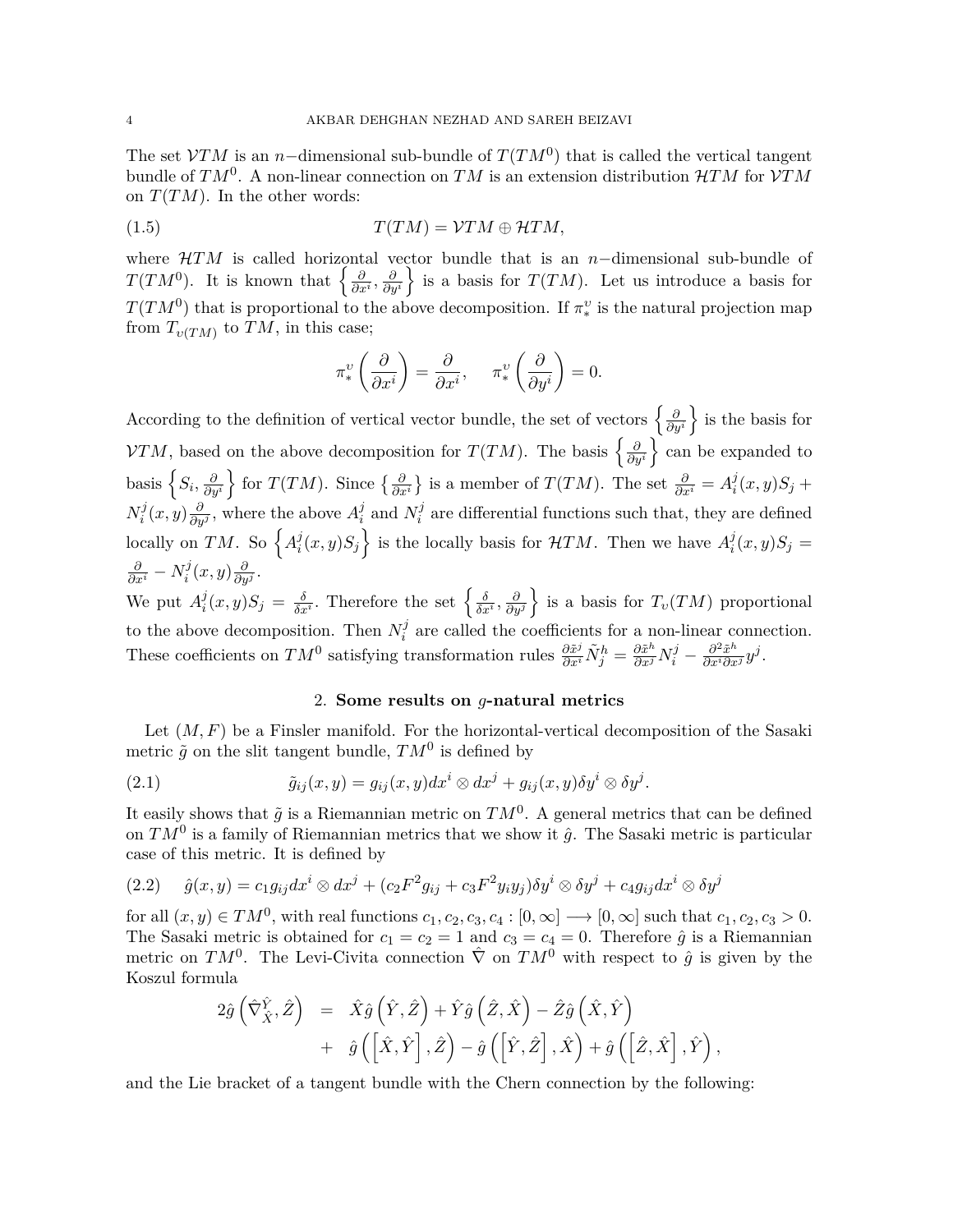The set $\mathcal{V}TM$ is an $n-$dimensional sub-bundle of $T(TM^0)$ that is called the vertical tangent bundle of $TM^0$. A non-linear connection on $TM$ is an extension distribution $\mathcal{H}TM$ for $\mathcal{V}TM$ on $T(TM)$. In the other words:

$$T(TM) = \mathcal{V}TM \oplus \mathcal{H}TM, \tag{1.5}$$

where $\mathcal{H}TM$ is called horizontal vector bundle that is an $n-$dimensional sub-bundle of $T(TM^0)$. It is known that $\left\{\frac{\partial}{\partial x^i}, \frac{\partial}{\partial y^i}\right\}$ is a basis for $T(TM)$. Let us introduce a basis for $T(TM^0)$ that is proportional to the above decomposition. If $\pi_*^{\upsilon}$ is the natural projection map from $T_{\upsilon(TM)}$ to $TM$, in this case;

$$\pi_*^{\upsilon}\left(\frac{\partial}{\partial x^i}\right) = \frac{\partial}{\partial x^i}, \quad \pi_*^{\upsilon}\left(\frac{\partial}{\partial y^i}\right) = 0.$$

According to the definition of vertical vector bundle, the set of vectors $\left\{\frac{\partial}{\partial y^i}\right\}$ is the basis for $\mathcal{V}TM$, based on the above decomposition for $T(TM)$. The basis $\left\{\frac{\partial}{\partial y^i}\right\}$ can be expanded to basis $\left\{S_i, \frac{\partial}{\partial y^i}\right\}$ for $T(TM)$. Since $\left\{\frac{\partial}{\partial x^i}\right\}$ is a member of $T(TM)$. The set $\frac{\partial}{\partial x^i} = A_i^j(x,y)S_j + N_i^j(x,y)\frac{\partial}{\partial y^j}$, where the above $A_i^j$ and $N_i^j$ are differential functions such that, they are defined locally on $TM$. So $\left\{A_i^j(x,y)S_j\right\}$ is the locally basis for $\mathcal{H}TM$. Then we have $A_i^j(x,y)S_j = \frac{\partial}{\partial x^i} - N_i^j(x,y)\frac{\partial}{\partial y^j}$.

We put $A_i^j(x,y)S_j = \frac{\delta}{\delta x^i}$. Therefore the set $\left\{\frac{\delta}{\delta x^i}, \frac{\partial}{\partial y^j}\right\}$ is a basis for $T_{\upsilon}(TM)$ proportional to the above decomposition. Then $N_i^j$ are called the coefficients for a non-linear connection. These coefficients on $TM^0$ satisfying transformation rules $\frac{\partial \tilde{x}^j}{\partial x^i}\tilde{N}_j^h = \frac{\partial \tilde{x}^h}{\partial x^j}N_i^j - \frac{\partial^2 \tilde{x}^h}{\partial x^i \partial x^j}y^j$.

## 2. Some results on $g$-natural metrics

Let $(M,F)$ be a Finsler manifold. For the horizontal-vertical decomposition of the Sasaki metric $\tilde{g}$ on the slit tangent bundle, $TM^0$ is defined by

$$\tilde{g}_{ij}(x,y) = g_{ij}(x,y)dx^i \otimes dx^j + g_{ij}(x,y)\delta y^i \otimes \delta y^j. \tag{2.1}$$

It easily shows that $\tilde{g}$ is a Riemannian metric on $TM^0$. A general metrics that can be defined on $TM^0$ is a family of Riemannian metrics that we show it $\hat{g}$. The Sasaki metric is particular case of this metric. It is defined by

$$\hat{g}(x,y) = c_1 g_{ij}dx^i \otimes dx^j + (c_2 F^2 g_{ij} + c_3 F^2 y_i y_j)\delta y^i \otimes \delta y^j + c_4 g_{ij} dx^i \otimes \delta y^j \tag{2.2}$$

for all $(x,y) \in TM^0$, with real functions $c_1, c_2, c_3, c_4 : [0,\infty] \longrightarrow [0,\infty]$ such that $c_1, c_2, c_3 > 0$. The Sasaki metric is obtained for $c_1 = c_2 = 1$ and $c_3 = c_4 = 0$. Therefore $\hat{g}$ is a Riemannian metric on $TM^0$. The Levi-Civita connection $\hat{\nabla}$ on $TM^0$ with respect to $\hat{g}$ is given by the Koszul formula

$$\begin{aligned} 2\hat{g}\left(\hat{\nabla}_{\hat{X}}^{\hat{Y}}, \hat{Z}\right) &= \hat{X}\hat{g}\left(\hat{Y},\hat{Z}\right) + \hat{Y}\hat{g}\left(\hat{Z},\hat{X}\right) - \hat{Z}\hat{g}\left(\hat{X},\hat{Y}\right) \\ &+ \hat{g}\left(\left[\hat{X},\hat{Y}\right],\hat{Z}\right) - \hat{g}\left(\left[\hat{Y},\hat{Z}\right],\hat{X}\right) + \hat{g}\left(\left[\hat{Z},\hat{X}\right],\hat{Y}\right), \end{aligned}$$

and the Lie bracket of a tangent bundle with the Chern connection by the following: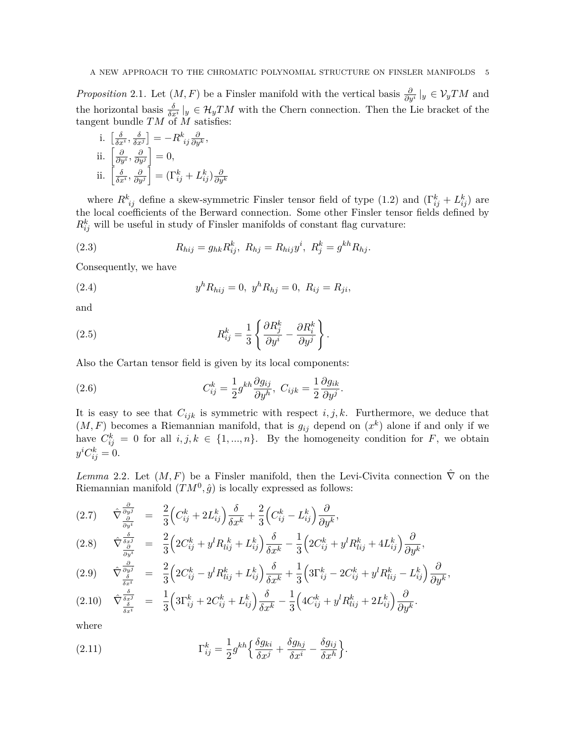*Proposition* 2.1. Let $(M, F)$ be a Finsler manifold with the vertical basis $\frac{\partial}{\partial y^i}|_y \in \mathcal{V}_y TM$ and the horizontal basis $\frac{\delta}{\delta x^i}|_y \in \mathcal{H}_y TM$ with the Chern connection. Then the Lie bracket of the tangent bundle $TM$ of $M$ satisfies:

i. $\left[\frac{\delta}{\delta x^i}, \frac{\delta}{\delta x^j}\right] = -R^k{}_{ij}\frac{\partial}{\partial y^k}$,

ii. $\left[\frac{\partial}{\partial y^i}, \frac{\partial}{\partial y^j}\right] = 0$,

ii. $\left[\frac{\delta}{\delta x^i}, \frac{\partial}{\partial y^j}\right] = (\Gamma^k_{ij} + L^k_{ij})\frac{\partial}{\partial y^k}$

where $R^k{}_{ij}$ define a skew-symmetric Finsler tensor field of type (1.2) and $(\Gamma^k_{ij} + L^k_{ij})$ are the local coefficients of the Berward connection. Some other Finsler tensor fields defined by $R^k_{ij}$ will be useful in study of Finsler manifolds of constant flag curvature:

$$R_{hij} = g_{hk}R^k_{ij},\ R_{hj} = R_{hij}y^i,\ R^k_j = g^{kh}R_{hj}. \tag{2.3}$$

Consequently, we have

$$y^h R_{hij} = 0,\ y^h R_{hj} = 0,\ R_{ij} = R_{ji}, \tag{2.4}$$

and

$$R^k_{ij} = \frac{1}{3}\left\{\frac{\partial R^k_j}{\partial y^i} - \frac{\partial R^k_i}{\partial y^j}\right\}. \tag{2.5}$$

Also the Cartan tensor field is given by its local components:

$$C^k_{ij} = \frac{1}{2}g^{kh}\frac{\partial g_{ij}}{\partial y^h},\ C_{ijk} = \frac{1}{2}\frac{\partial g_{ik}}{\partial y^j}. \tag{2.6}$$

It is easy to see that $C_{ijk}$ is symmetric with respect $i, j, k$. Furthermore, we deduce that $(M, F)$ becomes a Riemannian manifold, that is $g_{ij}$ depend on $(x^k)$ alone if and only if we have $C^k_{ij} = 0$ for all $i, j, k \in \{1, ..., n\}$. By the homogeneity condition for $F$, we obtain $y^i C^k_{ij} = 0$.

*Lemma* 2.2. Let $(M, F)$ be a Finsler manifold, then the Levi-Civita connection $\hat{\nabla}$ on the Riemannian manifold $(TM^0, \hat{g})$ is locally expressed as follows:

$$\hat{\nabla}_{\frac{\partial}{\partial y^i}}\frac{\partial}{\partial y^j} = \frac{2}{3}\Big(C^k_{ij} + 2L^k_{ij}\Big)\frac{\delta}{\delta x^k} + \frac{2}{3}\Big(C^k_{ij} - L^k_{ij}\Big)\frac{\partial}{\partial y^k}, \tag{2.7}$$

$$\hat{\nabla}_{\frac{\partial}{\partial y^i}}\frac{\delta}{\delta x^j} = \frac{2}{3}\Big(2C^k_{ij} + y^l R^k_{lij} + L^k_{ij}\Big)\frac{\delta}{\delta x^k} - \frac{1}{3}\Big(2C^k_{ij} + y^l R^k_{lij} + 4L^k_{ij}\Big)\frac{\partial}{\partial y^k}, \tag{2.8}$$

$$\hat{\nabla}_{\frac{\delta}{\delta x^i}}\frac{\partial}{\partial y^j} = \frac{2}{3}\Big(2C^k_{ij} - y^l R^k_{lij} + L^k_{ij}\Big)\frac{\delta}{\delta x^k} + \frac{1}{3}\Big(3\Gamma^k_{ij} - 2C^k_{ij} + y^l R^k_{lij} - L^k_{ij}\Big)\frac{\partial}{\partial y^k}, \tag{2.9}$$

$$\hat{\nabla}_{\frac{\delta}{\delta x^i}}\frac{\delta}{\delta x^j} = \frac{1}{3}\Big(3\Gamma^k_{ij} + 2C^k_{ij} + L^k_{ij}\Big)\frac{\delta}{\delta x^k} - \frac{1}{3}\Big(4C^k_{ij} + y^l R^k_{lij} + 2L^k_{ij}\Big)\frac{\partial}{\partial y^k}. \tag{2.10}$$

where

$$\Gamma^k_{ij} = \frac{1}{2}g^{kh}\Big\{\frac{\delta g_{ki}}{\delta x^j} + \frac{\delta g_{hj}}{\delta x^i} - \frac{\delta g_{ij}}{\delta x^h}\Big\}. \tag{2.11}$$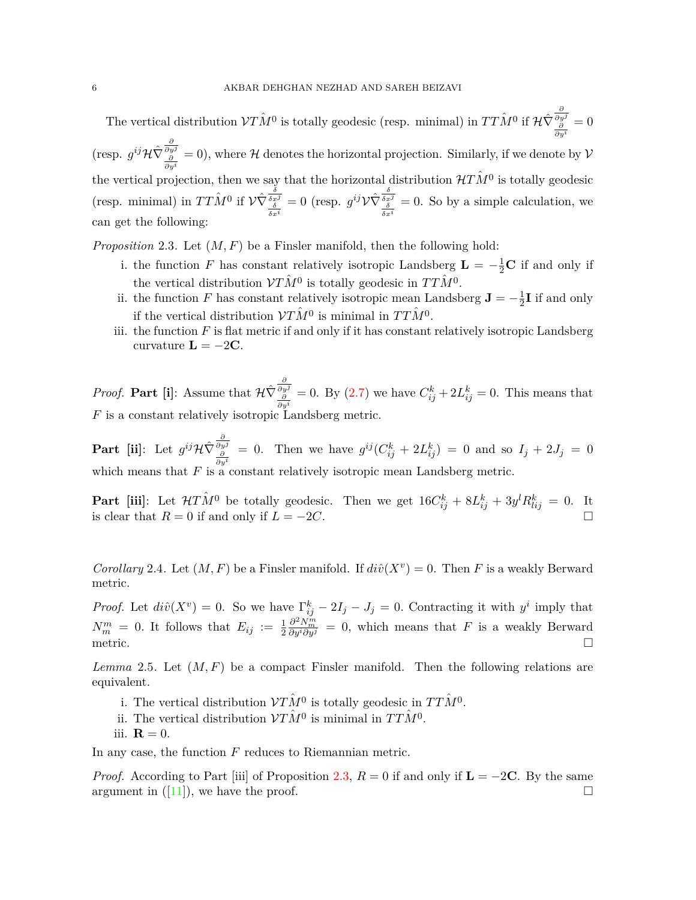The vertical distribution $\mathcal{V}T\hat{M}^0$ is totally geodesic (resp. minimal) in $TT\hat{M}^0$ if $\mathcal{H}\hat{\nabla}_{\frac{\partial}{\partial y^i}}^{\frac{\partial}{\partial y^j}} = 0$ (resp. $g^{ij}\mathcal{H}\hat{\nabla}_{\frac{\partial}{\partial y^i}}^{\frac{\partial}{\partial y^j}} = 0$), where $\mathcal{H}$ denotes the horizontal projection. Similarly, if we denote by $\mathcal{V}$ the vertical projection, then we say that the horizontal distribution $\mathcal{H}T\hat{M}^0$ is totally geodesic (resp. minimal) in $TT\hat{M}^0$ if $\mathcal{V}\hat{\nabla}_{\frac{\delta}{\delta x^i}}^{\frac{\delta}{\delta x^j}} = 0$ (resp. $g^{ij}\mathcal{V}\hat{\nabla}_{\frac{\delta}{\delta x^i}}^{\frac{\delta}{\delta x^j}} = 0$. So by a simple calculation, we can get the following:

*Proposition* 2.3. Let $(M, F)$ be a Finsler manifold, then the following hold:

i. the function $F$ has constant relatively isotropic Landsberg $\mathbf{L} = -\frac{1}{2}\mathbf{C}$ if and only if the vertical distribution $\mathcal{V}T\hat{M}^0$ is totally geodesic in $TT\hat{M}^0$.
ii. the function $F$ has constant relatively isotropic mean Landsberg $\mathbf{J} = -\frac{1}{2}\mathbf{I}$ if and only if the vertical distribution $\mathcal{V}T\hat{M}^0$ is minimal in $TT\hat{M}^0$.
iii. the function $F$ is flat metric if and only if it has constant relatively isotropic Landsberg curvature $\mathbf{L} = -2\mathbf{C}$.

*Proof.* **Part [i]**: Assume that $\mathcal{H}\hat{\nabla}_{\frac{\partial}{\partial y^i}}^{\frac{\partial}{\partial y^j}} = 0$. By (2.7) we have $C^k_{ij} + 2L^k_{ij} = 0$. This means that $F$ is a constant relatively isotropic Landsberg metric.

**Part [ii]**: Let $g^{ij}\mathcal{H}\hat{\nabla}_{\frac{\partial}{\partial y^i}}^{\frac{\partial}{\partial y^j}} = 0$. Then we have $g^{ij}(C^k_{ij} + 2L^k_{ij}) = 0$ and so $I_j + 2J_j = 0$ which means that $F$ is a constant relatively isotropic mean Landsberg metric.

**Part [iii]**: Let $\mathcal{H}T\hat{M}^0$ be totally geodesic. Then we get $16C^k_{ij} + 8L^k_{ij} + 3y^l R^k_{lij} = 0$. It is clear that $R = 0$ if and only if $L = -2C$. □

*Corollary* 2.4. Let $(M, F)$ be a Finsler manifold. If $di\hat{v}(X^v) = 0$. Then $F$ is a weakly Berward metric.

*Proof.* Let $di\hat{v}(X^v) = 0$. So we have $\Gamma^k_{ij} - 2I_j - J_j = 0$. Contracting it with $y^i$ imply that $N^m_m = 0$. It follows that $E_{ij} := \frac{1}{2}\frac{\partial^2 N^m_m}{\partial y^i \partial y^j} = 0$, which means that $F$ is a weakly Berward metric. □

*Lemma* 2.5. Let $(M, F)$ be a compact Finsler manifold. Then the following relations are equivalent.

i. The vertical distribution $\mathcal{V}T\hat{M}^0$ is totally geodesic in $TT\hat{M}^0$.
ii. The vertical distribution $\mathcal{V}T\hat{M}^0$ is minimal in $TT\hat{M}^0$.
iii. $\mathbf{R} = 0$.

In any case, the function $F$ reduces to Riemannian metric.

*Proof.* According to Part [iii] of Proposition 2.3, $R = 0$ if and only if $\mathbf{L} = -2\mathbf{C}$. By the same argument in ([11]), we have the proof. □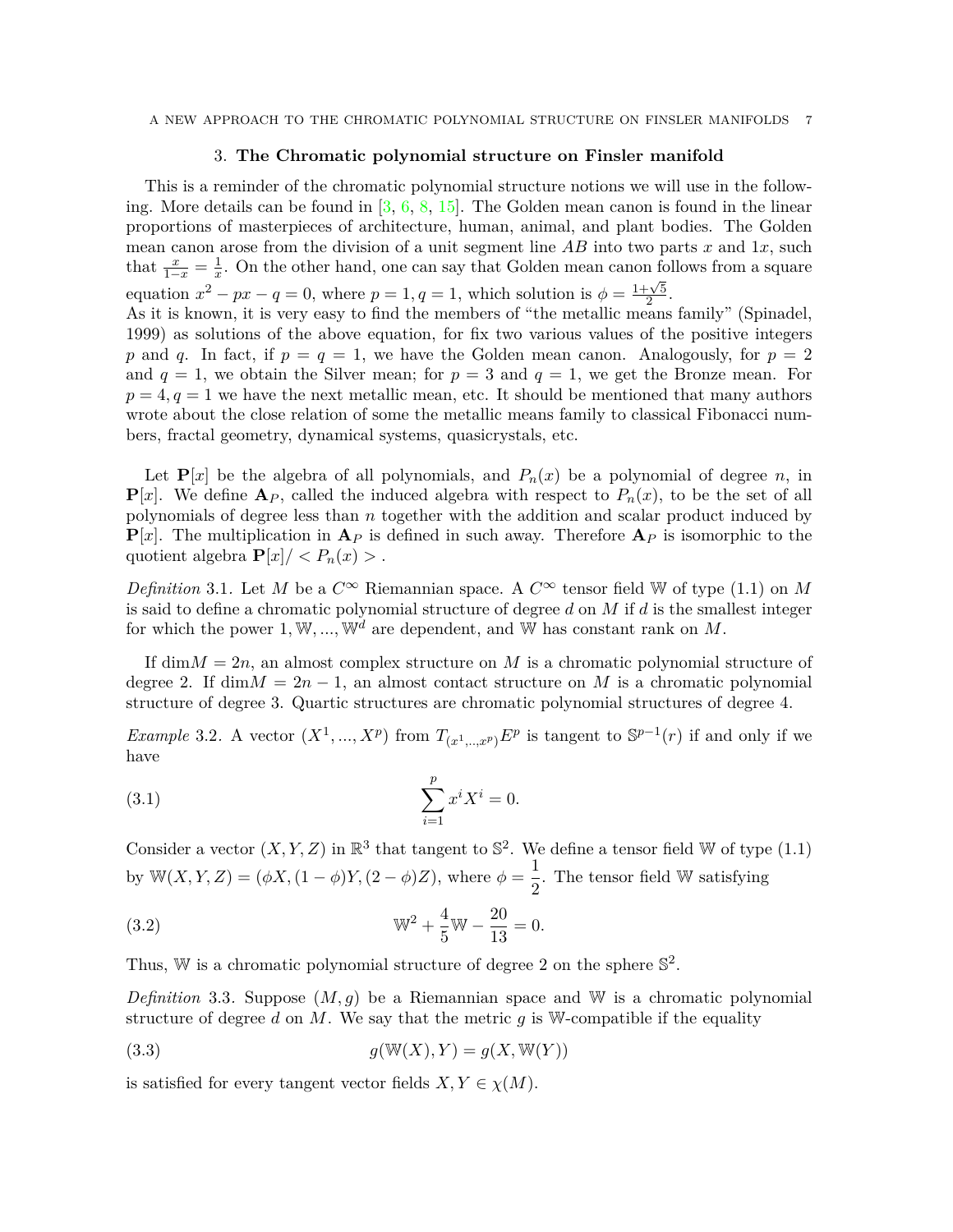## 3. **The Chromatic polynomial structure on Finsler manifold**

This is a reminder of the chromatic polynomial structure notions we will use in the following. More details can be found in [3, 6, 8, 15]. The Golden mean canon is found in the linear proportions of masterpieces of architecture, human, animal, and plant bodies. The Golden mean canon arose from the division of a unit segment line $AB$ into two parts $x$ and $1x$, such that $\frac{x}{1-x} = \frac{1}{x}$. On the other hand, one can say that Golden mean canon follows from a square equation $x^2 - px - q = 0$, where $p = 1, q = 1$, which solution is $\phi = \frac{1+\sqrt{5}}{2}$.
As it is known, it is very easy to find the members of "the metallic means family" (Spinadel, 1999) as solutions of the above equation, for fix two various values of the positive integers $p$ and $q$. In fact, if $p = q = 1$, we have the Golden mean canon. Analogously, for $p = 2$ and $q = 1$, we obtain the Silver mean; for $p = 3$ and $q = 1$, we get the Bronze mean. For $p = 4, q = 1$ we have the next metallic mean, etc. It should be mentioned that many authors wrote about the close relation of some the metallic means family to classical Fibonacci numbers, fractal geometry, dynamical systems, quasicrystals, etc.

Let $\mathbf{P}[x]$ be the algebra of all polynomials, and $P_n(x)$ be a polynomial of degree $n$, in $\mathbf{P}[x]$. We define $\mathbf{A}_P$, called the induced algebra with respect to $P_n(x)$, to be the set of all polynomials of degree less than $n$ together with the addition and scalar product induced by $\mathbf{P}[x]$. The multiplication in $\mathbf{A}_P$ is defined in such away. Therefore $\mathbf{A}_P$ is isomorphic to the quotient algebra $\mathbf{P}[x]/ < P_n(x) >$.

*Definition* 3.1. Let $M$ be a $C^\infty$ Riemannian space. A $C^\infty$ tensor field $\mathbb{W}$ of type (1.1) on $M$ is said to define a chromatic polynomial structure of degree $d$ on $M$ if $d$ is the smallest integer for which the power $1, \mathbb{W}, ..., \mathbb{W}^d$ are dependent, and $\mathbb{W}$ has constant rank on $M$.

If $\dim M = 2n$, an almost complex structure on $M$ is a chromatic polynomial structure of degree 2. If $\dim M = 2n - 1$, an almost contact structure on $M$ is a chromatic polynomial structure of degree 3. Quartic structures are chromatic polynomial structures of degree 4.

*Example* 3.2. A vector $(X^1, ..., X^p)$ from $T_{(x^1,..,x^p)}E^p$ is tangent to $\mathbb{S}^{p-1}(r)$ if and only if we have

$$\sum_{i=1}^{p} x^i X^i = 0. \tag{3.1}$$

Consider a vector $(X, Y, Z)$ in $\mathbb{R}^3$ that tangent to $\mathbb{S}^2$. We define a tensor field $\mathbb{W}$ of type (1.1) by $\mathbb{W}(X, Y, Z) = (\phi X, (1 - \phi)Y, (2 - \phi)Z)$, where $\phi = \dfrac{1}{2}$. The tensor field $\mathbb{W}$ satisfying

$$\mathbb{W}^2 + \frac{4}{5}\mathbb{W} - \frac{20}{13} = 0. \tag{3.2}$$

Thus, $\mathbb{W}$ is a chromatic polynomial structure of degree 2 on the sphere $\mathbb{S}^2$.

*Definition* 3.3. Suppose $(M, g)$ be a Riemannian space and $\mathbb{W}$ is a chromatic polynomial structure of degree $d$ on $M$. We say that the metric $g$ is $\mathbb{W}$-compatible if the equality

$$g(\mathbb{W}(X), Y) = g(X, \mathbb{W}(Y)) \tag{3.3}$$

is satisfied for every tangent vector fields $X, Y \in \chi(M)$.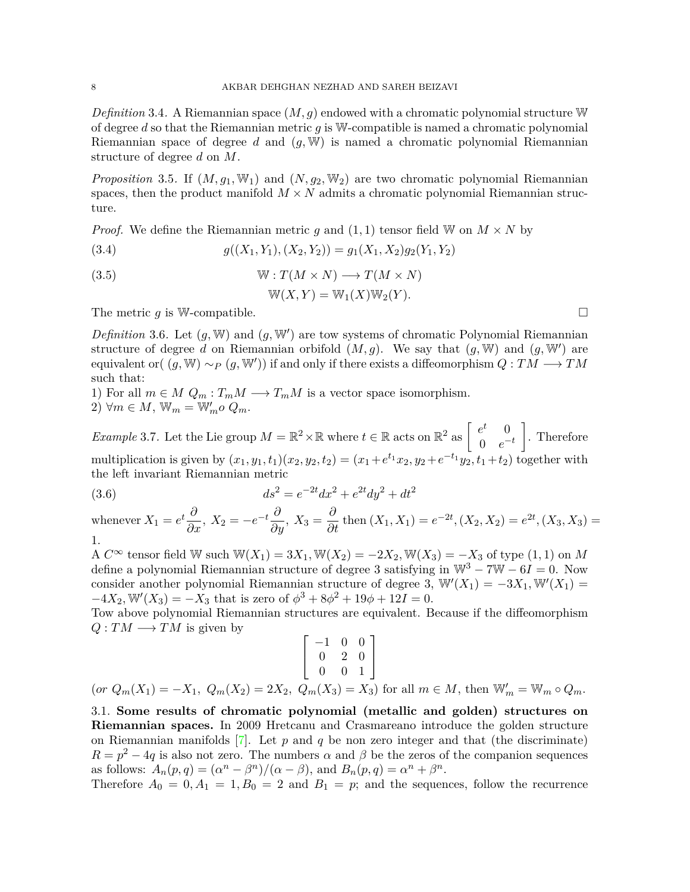*Definition* 3.4. A Riemannian space $(M, g)$ endowed with a chromatic polynomial structure $\mathbb{W}$ of degree $d$ so that the Riemannian metric $g$ is $\mathbb{W}$-compatible is named a chromatic polynomial Riemannian space of degree $d$ and $(g, \mathbb{W})$ is named a chromatic polynomial Riemannian structure of degree $d$ on $M$.

*Proposition* 3.5. If $(M, g_1, \mathbb{W}_1)$ and $(N, g_2, \mathbb{W}_2)$ are two chromatic polynomial Riemannian spaces, then the product manifold $M \times N$ admits a chromatic polynomial Riemannian structure.

*Proof.* We define the Riemannian metric $g$ and $(1, 1)$ tensor field $\mathbb{W}$ on $M \times N$ by

$$g((X_1, Y_1), (X_2, Y_2)) = g_1(X_1, X_2)g_2(Y_1, Y_2) \tag{3.4}$$

$$\mathbb{W} : T(M \times N) \longrightarrow T(M \times N) \tag{3.5}$$
$$\mathbb{W}(X, Y) = \mathbb{W}_1(X)\mathbb{W}_2(Y).$$

The metric $g$ is $\mathbb{W}$-compatible. □

*Definition* 3.6. Let $(g, \mathbb{W})$ and $(g, \mathbb{W}')$ are tow systems of chromatic Polynomial Riemannian structure of degree $d$ on Riemannian orbifold $(M, g)$. We say that $(g, \mathbb{W})$ and $(g, \mathbb{W}')$ are equivalent or( $(g, \mathbb{W}) \sim_P (g, \mathbb{W}')$) if and only if there exists a diffeomorphism $Q : TM \longrightarrow TM$ such that:

1) For all $m \in M$ $Q_m : T_mM \longrightarrow T_mM$ is a vector space isomorphism.
2) $\forall m \in M$, $\mathbb{W}_m = \mathbb{W}'_m o\ Q_m$.

*Example* 3.7. Let the Lie group $M = \mathbb{R}^2 \times \mathbb{R}$ where $t \in \mathbb{R}$ acts on $\mathbb{R}^2$ as $\begin{bmatrix} e^t & 0 \\ 0 & e^{-t} \end{bmatrix}$. Therefore multiplication is given by $(x_1, y_1, t_1)(x_2, y_2, t_2) = (x_1 + e^{t_1}x_2, y_2 + e^{-t_1}y_2, t_1 + t_2)$ together with the left invariant Riemannian metric

$$ds^2 = e^{-2t}dx^2 + e^{2t}dy^2 + dt^2 \tag{3.6}$$

whenever $X_1 = e^t \dfrac{\partial}{\partial x}$, $X_2 = -e^{-t} \dfrac{\partial}{\partial y}$, $X_3 = \dfrac{\partial}{\partial t}$ then $(X_1, X_1) = e^{-2t}, (X_2, X_2) = e^{2t}, (X_3, X_3) = 1$.

A $C^\infty$ tensor field $\mathbb{W}$ such $\mathbb{W}(X_1) = 3X_1, \mathbb{W}(X_2) = -2X_2, \mathbb{W}(X_3) = -X_3$ of type $(1, 1)$ on $M$ define a polynomial Riemannian structure of degree 3 satisfying in $\mathbb{W}^3 - 7\mathbb{W} - 6I = 0$. Now consider another polynomial Riemannian structure of degree 3, $\mathbb{W}'(X_1) = -3X_1, \mathbb{W}'(X_1) = -4X_2, \mathbb{W}'(X_3) = -X_3$ that is zero of $\phi^3 + 8\phi^2 + 19\phi + 12I = 0$.

Tow above polynomial Riemannian structures are equivalent. Because if the diffeomorphism $Q : TM \longrightarrow TM$ is given by

$$\begin{bmatrix} -1 & 0 & 0 \\ 0 & 2 & 0 \\ 0 & 0 & 1 \end{bmatrix}$$

(*or* $Q_m(X_1) = -X_1,\ Q_m(X_2) = 2X_2,\ Q_m(X_3) = X_3$) for all $m \in M$, then $\mathbb{W}'_m = \mathbb{W}_m \circ Q_m$.

### 3.1. Some results of chromatic polynomial (metallic and golden) structures on Riemannian spaces.

In 2009 Hretcanu and Crasmareano introduce the golden structure on Riemannian manifolds [7]. Let $p$ and $q$ be non zero integer and that (the discriminate) $R = p^2 - 4q$ is also not zero. The numbers $\alpha$ and $\beta$ be the zeros of the companion sequences as follows: $A_n(p, q) = (\alpha^n - \beta^n)/(\alpha - \beta)$, and $B_n(p, q) = \alpha^n + \beta^n$.

Therefore $A_0 = 0, A_1 = 1, B_0 = 2$ and $B_1 = p$; and the sequences, follow the recurrence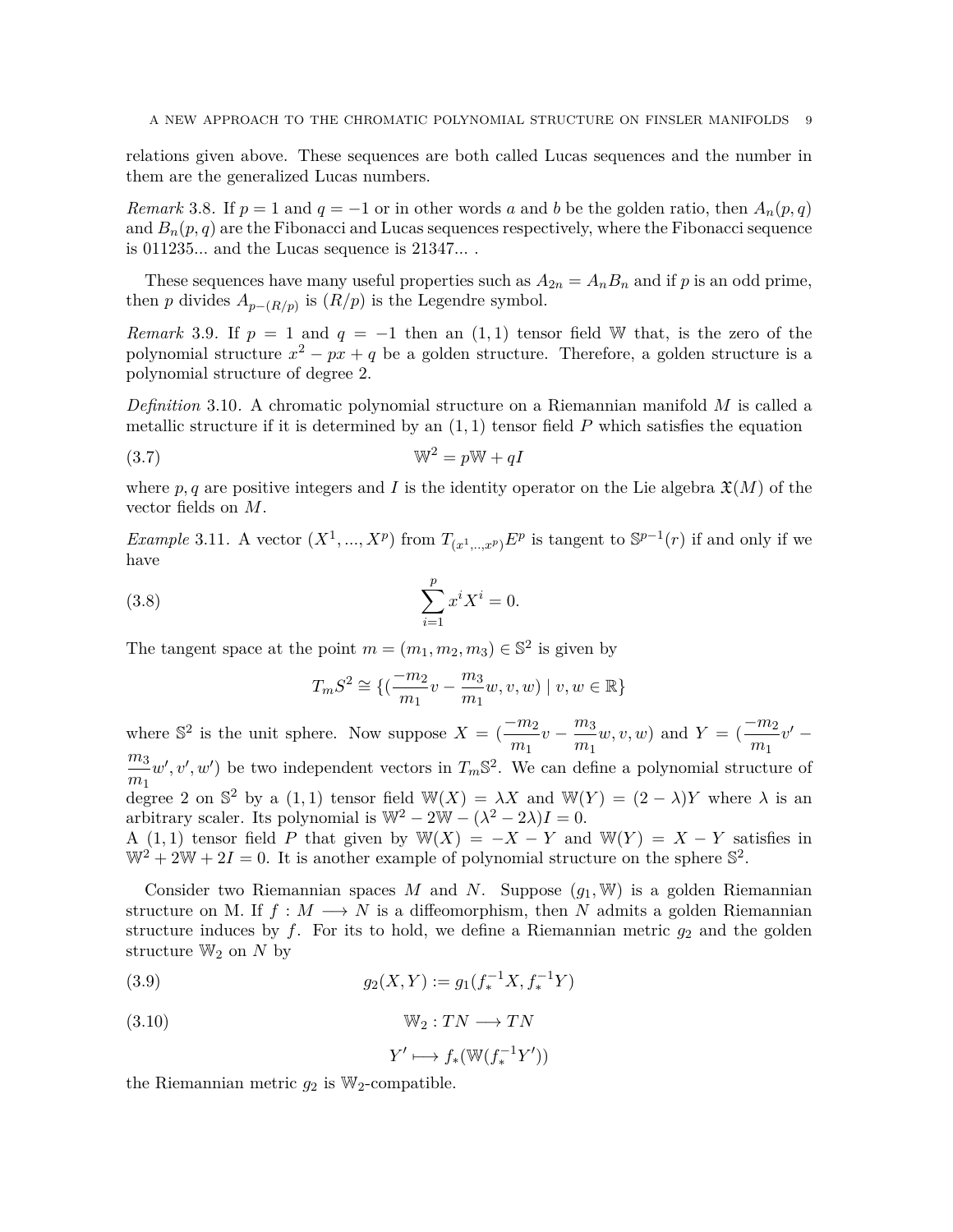relations given above. These sequences are both called Lucas sequences and the number in them are the generalized Lucas numbers.

*Remark* 3.8. If $p = 1$ and $q = -1$ or in other words $a$ and $b$ be the golden ratio, then $A_n(p, q)$ and $B_n(p, q)$ are the Fibonacci and Lucas sequences respectively, where the Fibonacci sequence is 011235... and the Lucas sequence is 21347... .

These sequences have many useful properties such as $A_{2n} = A_n B_n$ and if $p$ is an odd prime, then $p$ divides $A_{p-(R/p)}$ is $(R/p)$ is the Legendre symbol.

*Remark* 3.9. If $p = 1$ and $q = -1$ then an $(1, 1)$ tensor field $\mathbb{W}$ that, is the zero of the polynomial structure $x^2 - px + q$ be a golden structure. Therefore, a golden structure is a polynomial structure of degree 2.

*Definition* 3.10. A chromatic polynomial structure on a Riemannian manifold $M$ is called a metallic structure if it is determined by an $(1, 1)$ tensor field $P$ which satisfies the equation

$$\mathbb{W}^2 = p\mathbb{W} + qI \tag{3.7}$$

where $p, q$ are positive integers and $I$ is the identity operator on the Lie algebra $\mathfrak{X}(M)$ of the vector fields on $M$.

*Example* 3.11. A vector $(X^1, ..., X^p)$ from $T_{(x^1,...,x^p)}E^p$ is tangent to $\mathbb{S}^{p-1}(r)$ if and only if we have

$$\sum_{i=1}^{p} x^i X^i = 0. \tag{3.8}$$

The tangent space at the point $m = (m_1, m_2, m_3) \in \mathbb{S}^2$ is given by

$$T_m S^2 \cong \{(\frac{-m_2}{m_1}v - \frac{m_3}{m_1}w, v, w) \mid v, w \in \mathbb{R}\}$$

where $\mathbb{S}^2$ is the unit sphere. Now suppose $X = (\frac{-m_2}{m_1}v - \frac{m_3}{m_1}w, v, w)$ and $Y = (\frac{-m_2}{m_1}v' - \frac{m_3}{m_1}w', v', w')$ be two independent vectors in $T_m\mathbb{S}^2$. We can define a polynomial structure of degree 2 on $\mathbb{S}^2$ by a $(1, 1)$ tensor field $\mathbb{W}(X) = \lambda X$ and $\mathbb{W}(Y) = (2 - \lambda)Y$ where $\lambda$ is an arbitrary scaler. Its polynomial is $\mathbb{W}^2 - 2\mathbb{W} - (\lambda^2 - 2\lambda)I = 0$.
A $(1, 1)$ tensor field $P$ that given by $\mathbb{W}(X) = -X - Y$ and $\mathbb{W}(Y) = X - Y$ satisfies in $\mathbb{W}^2 + 2\mathbb{W} + 2I = 0$. It is another example of polynomial structure on the sphere $\mathbb{S}^2$.

Consider two Riemannian spaces $M$ and $N$. Suppose $(g_1, \mathbb{W})$ is a golden Riemannian structure on M. If $f : M \longrightarrow N$ is a diffeomorphism, then $N$ admits a golden Riemannian structure induces by $f$. For its to hold, we define a Riemannian metric $g_2$ and the golden structure $\mathbb{W}_2$ on $N$ by

$$g_2(X, Y) := g_1(f_*^{-1}X, f_*^{-1}Y) \tag{3.9}$$

$$\mathbb{W}_2 : TN \longrightarrow TN \tag{3.10}$$

$$Y' \longmapsto f_*(\mathbb{W}(f_*^{-1}Y'))$$

the Riemannian metric $g_2$ is $\mathbb{W}_2$-compatible.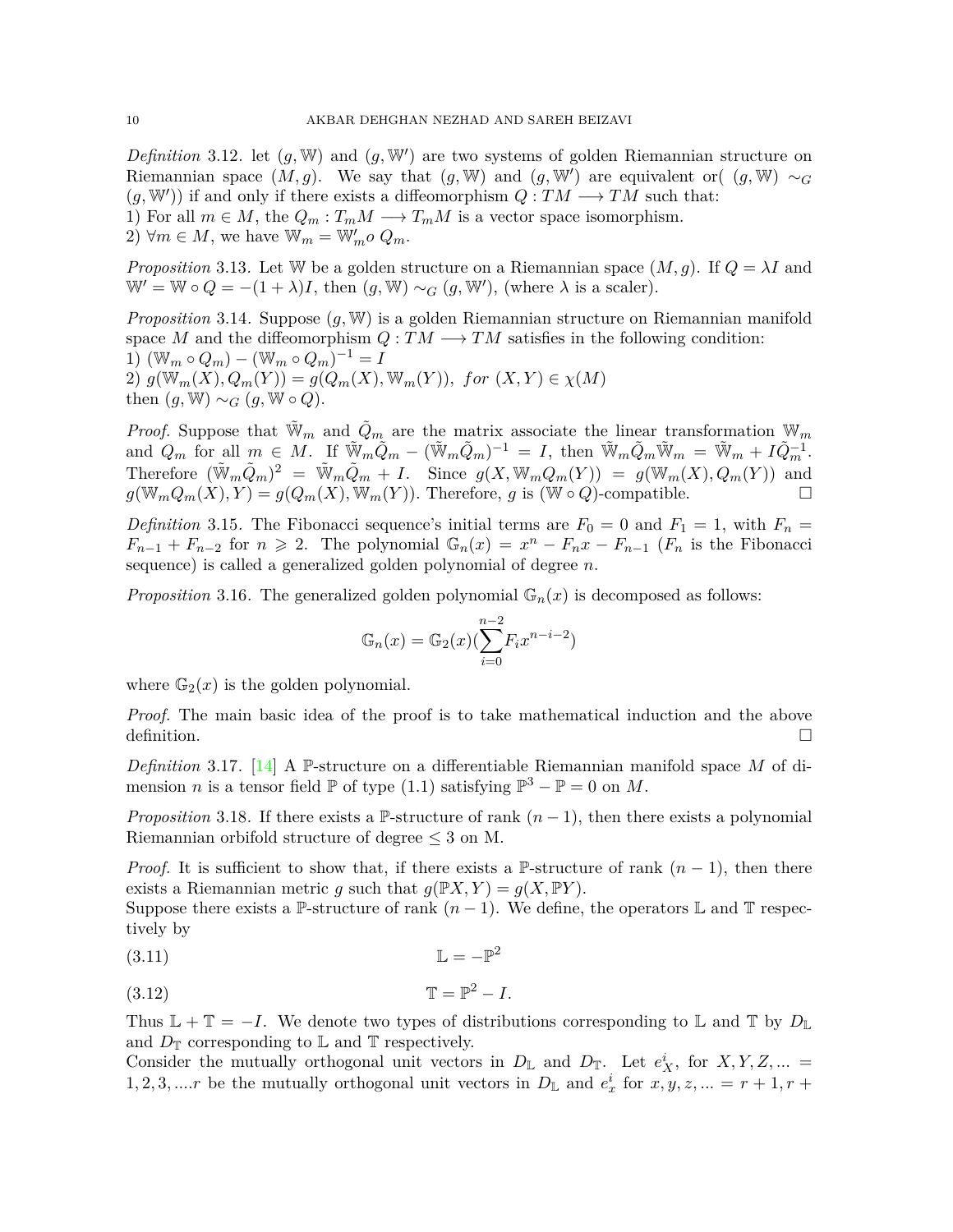*Definition* 3.12. let $(g, \mathbb{W})$ and $(g, \mathbb{W}')$ are two systems of golden Riemannian structure on Riemannian space $(M, g)$. We say that $(g, \mathbb{W})$ and $(g, \mathbb{W}')$ are equivalent or( $(g, \mathbb{W}) \sim_G (g, \mathbb{W}')$) if and only if there exists a diffeomorphism $Q : TM \longrightarrow TM$ such that:
1) For all $m \in M$, the $Q_m : T_mM \longrightarrow T_mM$ is a vector space isomorphism.
2) $\forall m \in M$, we have $\mathbb{W}_m = \mathbb{W}'_m o\, Q_m$.

*Proposition* 3.13. Let $\mathbb{W}$ be a golden structure on a Riemannian space $(M, g)$. If $Q = \lambda I$ and $\mathbb{W}' = \mathbb{W} \circ Q = -(1 + \lambda)I$, then $(g, \mathbb{W}) \sim_G (g, \mathbb{W}')$, (where $\lambda$ is a scaler).

*Proposition* 3.14. Suppose $(g, \mathbb{W})$ is a golden Riemannian structure on Riemannian manifold space $M$ and the diffeomorphism $Q : TM \longrightarrow TM$ satisfies in the following condition:
1) $(\mathbb{W}_m \circ Q_m) - (\mathbb{W}_m \circ Q_m)^{-1} = I$
2) $g(\mathbb{W}_m(X), Q_m(Y)) = g(Q_m(X), \mathbb{W}_m(Y)),\ for\ (X, Y) \in \chi(M)$
then $(g, \mathbb{W}) \sim_G (g, \mathbb{W} \circ Q)$.

*Proof.* Suppose that $\tilde{\mathbb{W}}_m$ and $\tilde{Q}_m$ are the matrix associate the linear transformation $\mathbb{W}_m$ and $Q_m$ for all $m \in M$. If $\tilde{\mathbb{W}}_m\tilde{Q}_m - (\tilde{\mathbb{W}}_m\tilde{Q}_m)^{-1} = I$, then $\tilde{\mathbb{W}}_m\tilde{Q}_m\tilde{\mathbb{W}}_m = \tilde{\mathbb{W}}_m + I\tilde{Q}_m^{-1}$. Therefore $(\tilde{\mathbb{W}}_m\tilde{Q}_m)^2 = \tilde{\mathbb{W}}_m\tilde{Q}_m + I$. Since $g(X, \mathbb{W}_mQ_m(Y)) = g(\mathbb{W}_m(X), Q_m(Y))$ and $g(\mathbb{W}_mQ_m(X), Y) = g(Q_m(X), \mathbb{W}_m(Y))$. Therefore, $g$ is $(\mathbb{W} \circ Q)$-compatible. □

*Definition* 3.15. The Fibonacci sequence's initial terms are $F_0 = 0$ and $F_1 = 1$, with $F_n = F_{n-1} + F_{n-2}$ for $n \geqslant 2$. The polynomial $\mathbb{G}_n(x) = x^n - F_nx - F_{n-1}$ ($F_n$ is the Fibonacci sequence) is called a generalized golden polynomial of degree $n$.

*Proposition* 3.16. The generalized golden polynomial $\mathbb{G}_n(x)$ is decomposed as follows:

$$\mathbb{G}_n(x) = \mathbb{G}_2(x)(\sum_{i=0}^{n-2} F_i x^{n-i-2})$$

where $\mathbb{G}_2(x)$ is the golden polynomial.

*Proof.* The main basic idea of the proof is to take mathematical induction and the above definition. □

*Definition* 3.17. [14] A $\mathbb{P}$-structure on a differentiable Riemannian manifold space $M$ of dimension $n$ is a tensor field $\mathbb{P}$ of type (1.1) satisfying $\mathbb{P}^3 - \mathbb{P} = 0$ on $M$.

*Proposition* 3.18. If there exists a $\mathbb{P}$-structure of rank $(n - 1)$, then there exists a polynomial Riemannian orbifold structure of degree $\leq 3$ on M.

*Proof.* It is sufficient to show that, if there exists a $\mathbb{P}$-structure of rank $(n - 1)$, then there exists a Riemannian metric $g$ such that $g(\mathbb{P}X, Y) = g(X, \mathbb{P}Y)$.
Suppose there exists a $\mathbb{P}$-structure of rank $(n - 1)$. We define, the operators $\mathbb{L}$ and $\mathbb{T}$ respectively by

$$\mathbb{L} = -\mathbb{P}^2 \tag{3.11}$$

$$\mathbb{T} = \mathbb{P}^2 - I. \tag{3.12}$$

Thus $\mathbb{L} + \mathbb{T} = -I$. We denote two types of distributions corresponding to $\mathbb{L}$ and $\mathbb{T}$ by $D_{\mathbb{L}}$ and $D_{\mathbb{T}}$ corresponding to $\mathbb{L}$ and $\mathbb{T}$ respectively.
Consider the mutually orthogonal unit vectors in $D_{\mathbb{L}}$ and $D_{\mathbb{T}}$. Let $e^i_X$, for $X, Y, Z, ... = 1, 2, 3, ....r$ be the mutually orthogonal unit vectors in $D_{\mathbb{L}}$ and $e^i_x$ for $x, y, z, ... = r + 1, r +$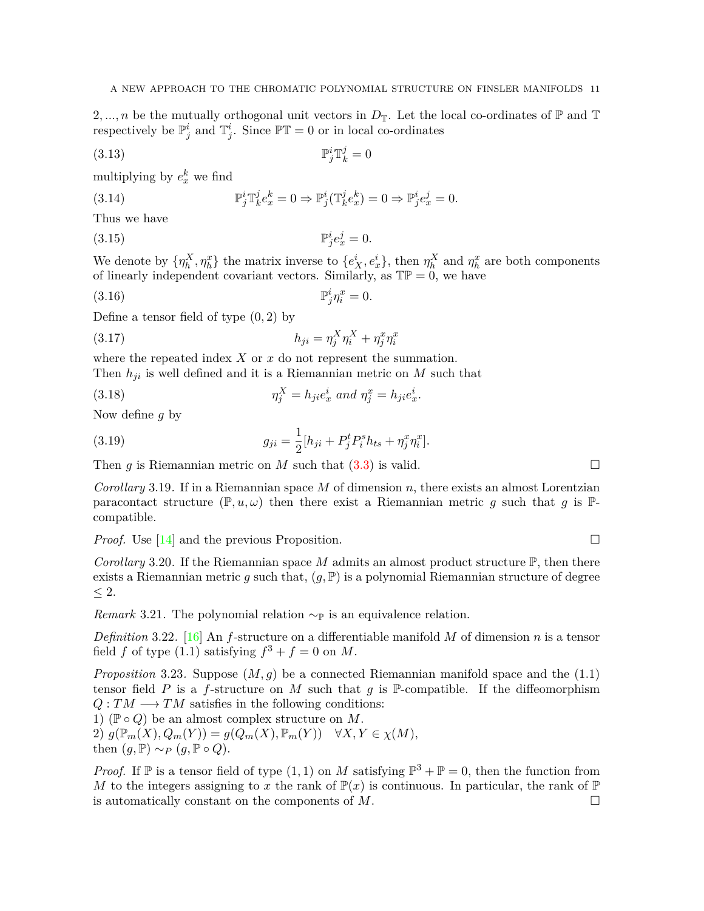$2, ..., n$ be the mutually orthogonal unit vectors in $D_{\mathbb{T}}$. Let the local co-ordinates of $\mathbb{P}$ and $\mathbb{T}$ respectively be $\mathbb{P}^i_j$ and $\mathbb{T}^i_j$. Since $\mathbb{P}\mathbb{T} = 0$ or in local co-ordinates

$$\mathbb{P}^i_j \mathbb{T}^j_k = 0 \tag{3.13}$$

multiplying by $e^k_x$ we find

$$\mathbb{P}^i_j \mathbb{T}^j_k e^k_x = 0 \Rightarrow \mathbb{P}^i_j(\mathbb{T}^j_k e^k_x) = 0 \Rightarrow \mathbb{P}^i_j e^j_x = 0. \tag{3.14}$$

Thus we have

$$\mathbb{P}^i_j e^j_x = 0. \tag{3.15}$$

We denote by $\{\eta^X_h, \eta^x_h\}$ the matrix inverse to $\{e^i_X, e^i_x\}$, then $\eta^X_h$ and $\eta^x_h$ are both components of linearly independent covariant vectors. Similarly, as $\mathbb{T}\mathbb{P} = 0$, we have

$$\mathbb{P}^i_j \eta^x_i = 0. \tag{3.16}$$

Define a tensor field of type $(0, 2)$ by

$$h_{ji} = \eta^X_j \eta^X_i + \eta^x_j \eta^x_i \tag{3.17}$$

where the repeated index $X$ or $x$ do not represent the summation.
Then $h_{ji}$ is well defined and it is a Riemannian metric on $M$ such that

$$\eta^X_j = h_{ji} e^i_x \text{ and } \eta^x_j = h_{ji} e^i_x. \tag{3.18}$$

Now define $g$ by

$$g_{ji} = \frac{1}{2}[h_{ji} + P^t_j P^s_i h_{ts} + \eta^x_j \eta^x_i]. \tag{3.19}$$

Then $g$ is Riemannian metric on $M$ such that (3.3) is valid. □

*Corollary* 3.19. If in a Riemannian space $M$ of dimension $n$, there exists an almost Lorentzian paracontact structure $(\mathbb{P}, u, \omega)$ then there exist a Riemannian metric $g$ such that $g$ is $\mathbb{P}$-compatible.

*Proof.* Use [14] and the previous Proposition. □

*Corollary* 3.20. If the Riemannian space $M$ admits an almost product structure $\mathbb{P}$, then there exists a Riemannian metric $g$ such that, $(g, \mathbb{P})$ is a polynomial Riemannian structure of degree $\leq 2$.

*Remark* 3.21. The polynomial relation $\sim_{\mathbb{P}}$ is an equivalence relation.

*Definition* 3.22. [16] An $f$-structure on a differentiable manifold $M$ of dimension $n$ is a tensor field $f$ of type (1.1) satisfying $f^3 + f = 0$ on $M$.

*Proposition* 3.23. Suppose $(M, g)$ be a connected Riemannian manifold space and the (1.1) tensor field $P$ is a $f$-structure on $M$ such that $g$ is $\mathbb{P}$-compatible. If the diffeomorphism $Q : TM \longrightarrow TM$ satisfies in the following conditions:
1) $(\mathbb{P} \circ Q)$ be an almost complex structure on $M$.
2) $g(\mathbb{P}_m(X), Q_m(Y)) = g(Q_m(X), \mathbb{P}_m(Y)) \quad \forall X, Y \in \chi(M)$,
then $(g, \mathbb{P}) \sim_P (g, \mathbb{P} \circ Q)$.

*Proof.* If $\mathbb{P}$ is a tensor field of type $(1, 1)$ on $M$ satisfying $\mathbb{P}^3 + \mathbb{P} = 0$, then the function from $M$ to the integers assigning to $x$ the rank of $\mathbb{P}(x)$ is continuous. In particular, the rank of $\mathbb{P}$ is automatically constant on the components of $M$. □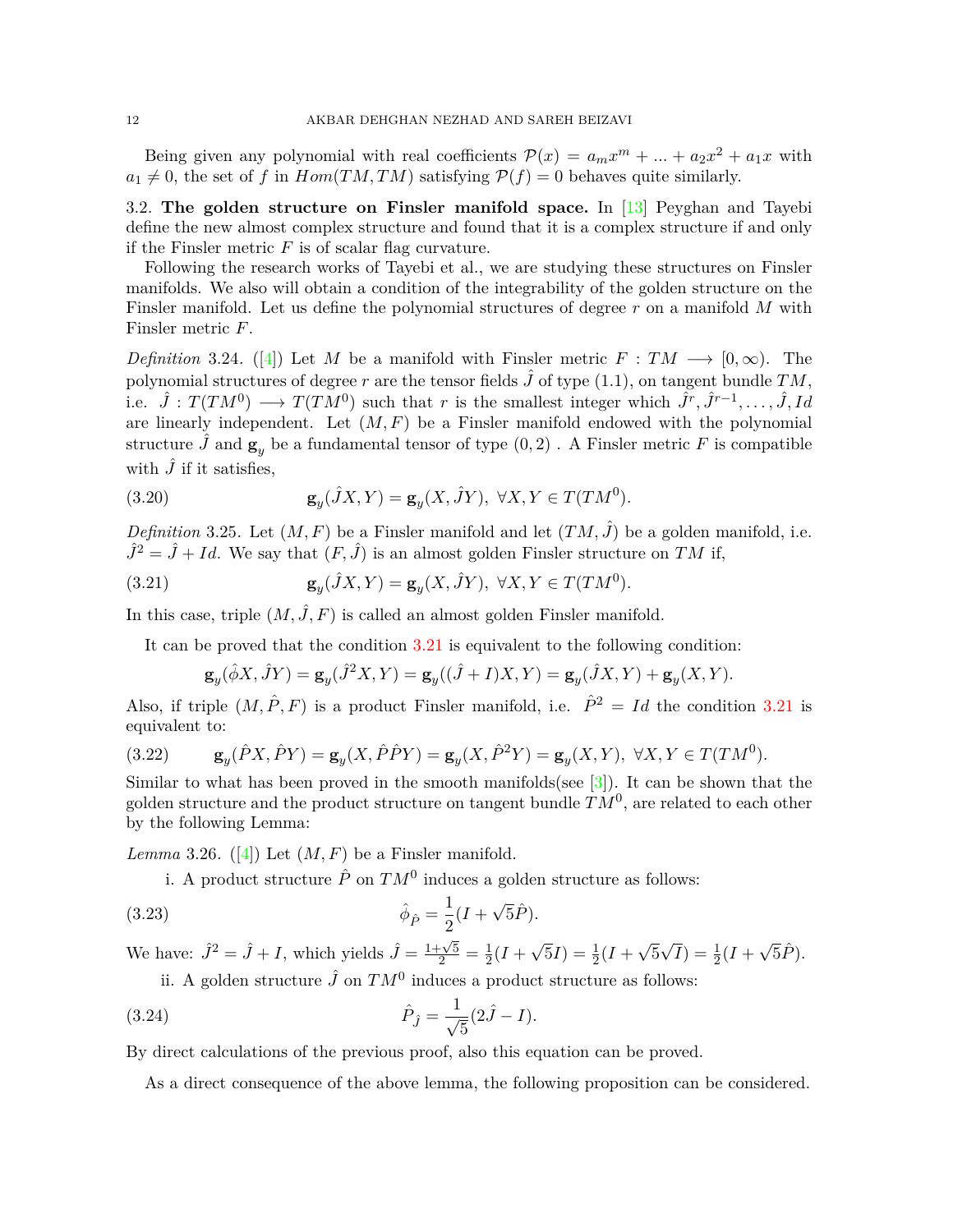Being given any polynomial with real coefficients $\mathcal{P}(x) = a_m x^m + ... + a_2 x^2 + a_1 x$ with $a_1 \neq 0$, the set of $f$ in $Hom(TM, TM)$ satisfying $\mathcal{P}(f) = 0$ behaves quite similarly.

### 3.2. The golden structure on Finsler manifold space.

In [13] Peyghan and Tayebi define the new almost complex structure and found that it is a complex structure if and only if the Finsler metric $F$ is of scalar flag curvature.

Following the research works of Tayebi et al., we are studying these structures on Finsler manifolds. We also will obtain a condition of the integrability of the golden structure on the Finsler manifold. Let us define the polynomial structures of degree $r$ on a manifold $M$ with Finsler metric $F$.

*Definition* 3.24. ([4]) Let $M$ be a manifold with Finsler metric $F : TM \longrightarrow [0, \infty)$. The polynomial structures of degree $r$ are the tensor fields $\hat{J}$ of type (1.1), on tangent bundle $TM$, i.e. $\hat{J} : T(TM^0) \longrightarrow T(TM^0)$ such that $r$ is the smallest integer which $\hat{J}^r, \hat{J}^{r-1}, \dots, \hat{J}, Id$ are linearly independent. Let $(M, F)$ be a Finsler manifold endowed with the polynomial structure $\hat{J}$ and $\mathbf{g}_y$ be a fundamental tensor of type $(0, 2)$ . A Finsler metric $F$ is compatible with $\hat{J}$ if it satisfies,

$$\mathbf{g}_y(\hat{J}X, Y) = \mathbf{g}_y(X, \hat{J}Y), \ \forall X, Y \in T(TM^0). \tag{3.20}$$

*Definition* 3.25. Let $(M, F)$ be a Finsler manifold and let $(TM, \hat{J})$ be a golden manifold, i.e. $\hat{J}^2 = \hat{J} + Id$. We say that $(F, \hat{J})$ is an almost golden Finsler structure on $TM$ if,

$$\mathbf{g}_y(\hat{J}X, Y) = \mathbf{g}_y(X, \hat{J}Y), \ \forall X, Y \in T(TM^0). \tag{3.21}$$

In this case, triple $(M, \hat{J}, F)$ is called an almost golden Finsler manifold.

It can be proved that the condition 3.21 is equivalent to the following condition:

$$\mathbf{g}_y(\hat{\phi}X, \hat{J}Y) = \mathbf{g}_y(\hat{J}^2 X, Y) = \mathbf{g}_y((\hat{J} + I)X, Y) = \mathbf{g}_y(\hat{J}X, Y) + \mathbf{g}_y(X, Y).$$

Also, if triple $(M, \hat{P}, F)$ is a product Finsler manifold, i.e. $\hat{P}^2 = Id$ the condition 3.21 is equivalent to:

$$\mathbf{g}_y(\hat{P}X, \hat{P}Y) = \mathbf{g}_y(X, \hat{P}\hat{P}Y) = \mathbf{g}_y(X, \hat{P}^2 Y) = \mathbf{g}_y(X, Y), \ \forall X, Y \in T(TM^0). \tag{3.22}$$

Similar to what has been proved in the smooth manifolds(see [3]). It can be shown that the golden structure and the product structure on tangent bundle $TM^0$, are related to each other by the following Lemma:

*Lemma* 3.26. ([4]) Let $(M, F)$ be a Finsler manifold.

i. A product structure $\hat{P}$ on $TM^0$ induces a golden structure as follows:

$$\hat{\phi}_{\hat{P}} = \frac{1}{2}(I + \sqrt{5}\hat{P}). \tag{3.23}$$

We have: $\hat{J}^2 = \hat{J} + I$, which yields $\hat{J} = \frac{1+\sqrt{5}}{2} = \frac{1}{2}(I + \sqrt{5}I) = \frac{1}{2}(I + \sqrt{5}\sqrt{I}) = \frac{1}{2}(I + \sqrt{5}\hat{P})$.

ii. A golden structure $\hat{J}$ on $TM^0$ induces a product structure as follows:

$$\hat{P}_{\hat{J}} = \frac{1}{\sqrt{5}}(2\hat{J} - I). \tag{3.24}$$

By direct calculations of the previous proof, also this equation can be proved.

As a direct consequence of the above lemma, the following proposition can be considered.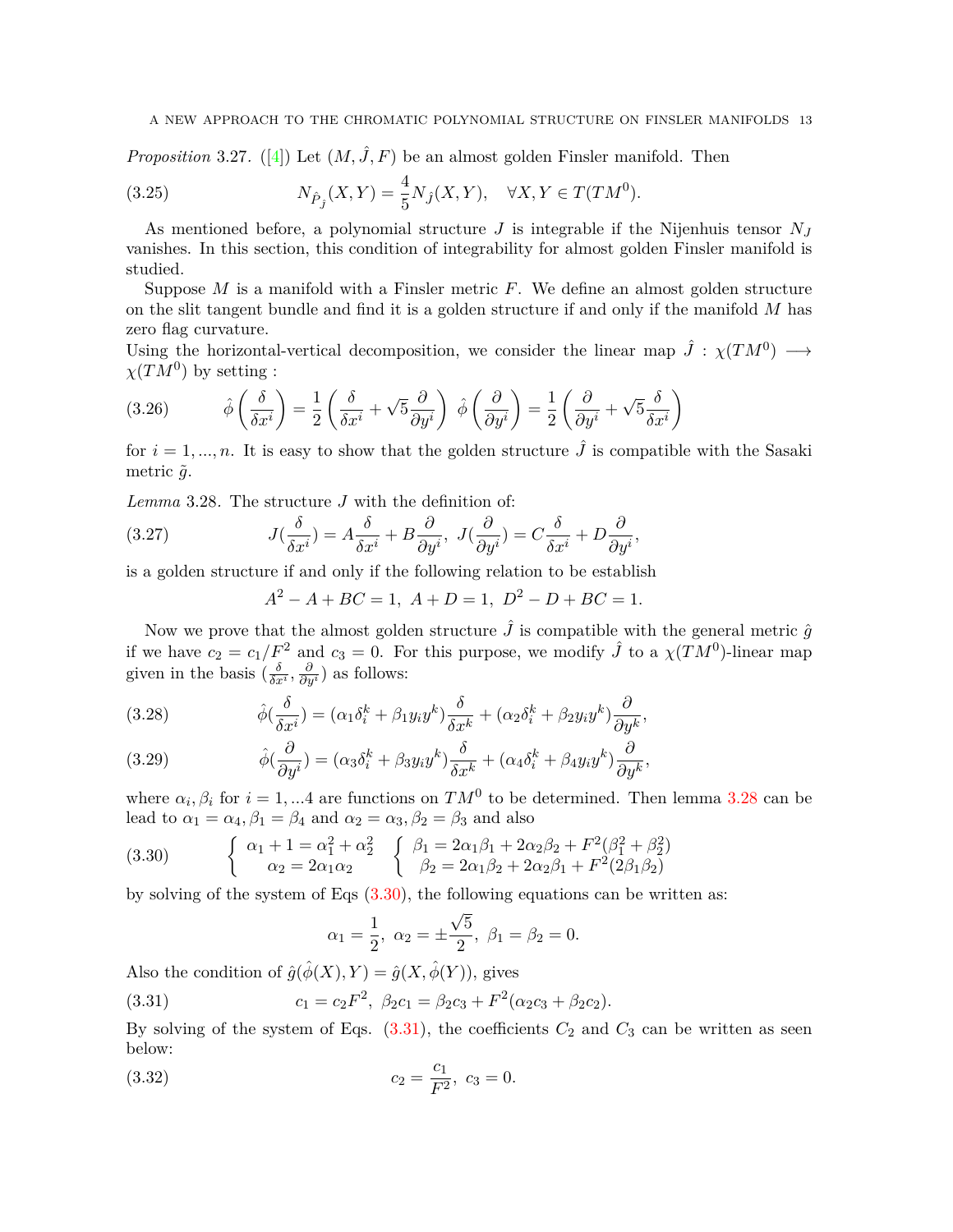*Proposition* 3.27. ([4]) Let $(M, \hat{J}, F)$ be an almost golden Finsler manifold. Then

$$N_{\hat{P}_{\hat{J}}}(X,Y) = \frac{4}{5} N_{\hat{J}}(X,Y), \quad \forall X, Y \in T(TM^0). \tag{3.25}$$

As mentioned before, a polynomial structure $J$ is integrable if the Nijenhuis tensor $N_J$ vanishes. In this section, this condition of integrability for almost golden Finsler manifold is studied.

Suppose $M$ is a manifold with a Finsler metric $F$. We define an almost golden structure on the slit tangent bundle and find it is a golden structure if and only if the manifold $M$ has zero flag curvature.

Using the horizontal-vertical decomposition, we consider the linear map $\hat{J} : \chi(TM^0) \longrightarrow \chi(TM^0)$ by setting :

$$\hat{\phi}\left(\frac{\delta}{\delta x^i}\right) = \frac{1}{2}\left(\frac{\delta}{\delta x^i} + \sqrt{5}\frac{\partial}{\partial y^i}\right) \;\; \hat{\phi}\left(\frac{\partial}{\partial y^i}\right) = \frac{1}{2}\left(\frac{\partial}{\partial y^i} + \sqrt{5}\frac{\delta}{\delta x^i}\right) \tag{3.26}$$

for $i = 1, ..., n$. It is easy to show that the golden structure $\hat{J}$ is compatible with the Sasaki metric $\tilde{g}$.

*Lemma* 3.28. The structure $J$ with the definition of:

$$J(\frac{\delta}{\delta x^i}) = A\frac{\delta}{\delta x^i} + B\frac{\partial}{\partial y^i}, \;\; J(\frac{\partial}{\partial y^i}) = C\frac{\delta}{\delta x^i} + D\frac{\partial}{\partial y^i}, \tag{3.27}$$

is a golden structure if and only if the following relation to be establish

$$A^2 - A + BC = 1, \;\; A + D = 1, \;\; D^2 - D + BC = 1.$$

Now we prove that the almost golden structure $\hat{J}$ is compatible with the general metric $\hat{g}$ if we have $c_2 = c_1/F^2$ and $c_3 = 0$. For this purpose, we modify $\hat{J}$ to a $\chi(TM^0)$-linear map given in the basis $(\frac{\delta}{\delta x^i}, \frac{\partial}{\partial y^i})$ as follows:

$$\hat{\phi}(\frac{\delta}{\delta x^i}) = (\alpha_1 \delta_i^k + \beta_1 y_i y^k)\frac{\delta}{\delta x^k} + (\alpha_2 \delta_i^k + \beta_2 y_i y^k)\frac{\partial}{\partial y^k}, \tag{3.28}$$

$$\hat{\phi}(\frac{\partial}{\partial y^i}) = (\alpha_3 \delta_i^k + \beta_3 y_i y^k)\frac{\delta}{\delta x^k} + (\alpha_4 \delta_i^k + \beta_4 y_i y^k)\frac{\partial}{\partial y^k}, \tag{3.29}$$

where $\alpha_i, \beta_i$ for $i = 1, ...4$ are functions on $TM^0$ to be determined. Then lemma 3.28 can be lead to $\alpha_1 = \alpha_4, \beta_1 = \beta_4$ and $\alpha_2 = \alpha_3, \beta_2 = \beta_3$ and also

$$\begin{cases} \alpha_1 + 1 = \alpha_1^2 + \alpha_2^2 \\ \alpha_2 = 2\alpha_1\alpha_2 \end{cases} \quad \begin{cases} \beta_1 = 2\alpha_1\beta_1 + 2\alpha_2\beta_2 + F^2(\beta_1^2 + \beta_2^2) \\ \beta_2 = 2\alpha_1\beta_2 + 2\alpha_2\beta_1 + F^2(2\beta_1\beta_2) \end{cases} \tag{3.30}$$

by solving of the system of Eqs (3.30), the following equations can be written as:

$$\alpha_1 = \frac{1}{2}, \;\; \alpha_2 = \pm\frac{\sqrt{5}}{2}, \;\; \beta_1 = \beta_2 = 0.$$

Also the condition of $\hat{g}(\hat{\phi}(X), Y) = \hat{g}(X, \hat{\phi}(Y))$, gives

$$c_1 = c_2 F^2, \;\; \beta_2 c_1 = \beta_2 c_3 + F^2(\alpha_2 c_3 + \beta_2 c_2). \tag{3.31}$$

By solving of the system of Eqs. (3.31), the coefficients $C_2$ and $C_3$ can be written as seen below:

$$c_2 = \frac{c_1}{F^2}, \;\; c_3 = 0. \tag{3.32}$$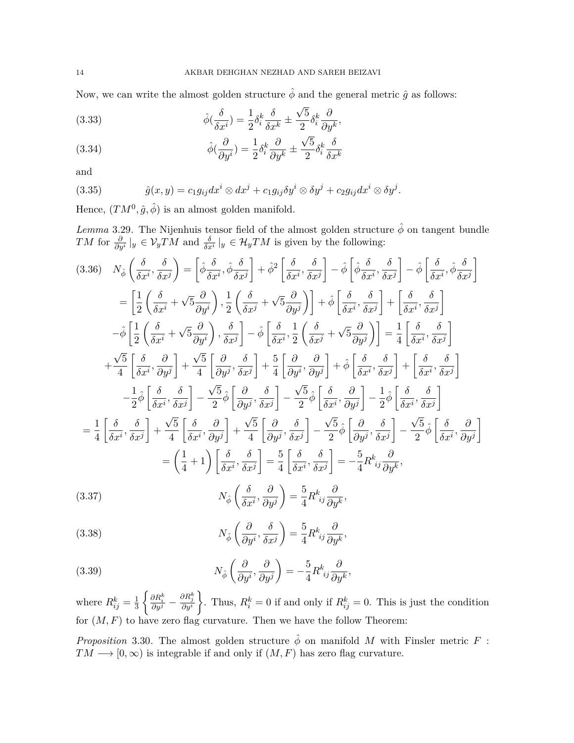Now, we can write the almost golden structure $\hat{\phi}$ and the general metric $\hat{g}$ as follows:

$$\hat{\phi}(\frac{\delta}{\delta x^i}) = \frac{1}{2}\delta_i^k \frac{\delta}{\delta x^k} \pm \frac{\sqrt{5}}{2}\delta_i^k \frac{\partial}{\partial y^k}, \tag{3.33}$$

$$\hat{\phi}(\frac{\partial}{\partial y^i}) = \frac{1}{2}\delta_i^k \frac{\partial}{\partial y^k} \pm \frac{\sqrt{5}}{2}\delta_i^k \frac{\delta}{\delta x^k} \tag{3.34}$$

and

$$\hat{g}(x,y) = c_1 g_{ij} dx^i \otimes dx^j + c_1 g_{ij} \delta y^i \otimes \delta y^j + c_2 g_{ij} dx^i \otimes \delta y^j. \tag{3.35}$$

Hence, $(TM^0, \hat{g}, \hat{\phi})$ is an almost golden manifold.

*Lemma* 3.29. The Nijenhuis tensor field of the almost golden structure $\hat{\phi}$ on tangent bundle $TM$ for $\frac{\partial}{\partial y^i}\mid_y \in \mathcal{V}_y TM$ and $\frac{\delta}{\delta x^i}\mid_y \in \mathcal{H}_y TM$ is given by the following:

$$\begin{aligned}
(3.36)\quad N_{\hat{\phi}}\left(\frac{\delta}{\delta x^i}, \frac{\delta}{\delta x^j}\right) &= \left[\hat{\phi}\frac{\delta}{\delta x^i}, \hat{\phi}\frac{\delta}{\delta x^j}\right] + \hat{\phi}^2\left[\frac{\delta}{\delta x^i}, \frac{\delta}{\delta x^j}\right] - \hat{\phi}\left[\hat{\phi}\frac{\delta}{\delta x^i}, \frac{\delta}{\delta x^j}\right] - \hat{\phi}\left[\frac{\delta}{\delta x^i}, \hat{\phi}\frac{\delta}{\delta x^j}\right] \\
&= \left[\frac{1}{2}\left(\frac{\delta}{\delta x^i} + \sqrt{5}\frac{\partial}{\partial y^i}\right), \frac{1}{2}\left(\frac{\delta}{\delta x^j} + \sqrt{5}\frac{\partial}{\partial y^j}\right)\right] + \hat{\phi}\left[\frac{\delta}{\delta x^i}, \frac{\delta}{\delta x^j}\right] + \left[\frac{\delta}{\delta x^i}, \frac{\delta}{\delta x^j}\right] \\
&\quad -\hat{\phi}\left[\frac{1}{2}\left(\frac{\delta}{\delta x^i} + \sqrt{5}\frac{\partial}{\partial y^i}\right), \frac{\delta}{\delta x^j}\right] - \hat{\phi}\left[\frac{\delta}{\delta x^i}, \frac{1}{2}\left(\frac{\delta}{\delta x^j} + \sqrt{5}\frac{\partial}{\partial y^j}\right)\right] = \frac{1}{4}\left[\frac{\delta}{\delta x^i}, \frac{\delta}{\delta x^j}\right] \\
&\quad + \frac{\sqrt{5}}{4}\left[\frac{\delta}{\delta x^i}, \frac{\partial}{\partial y^j}\right] + \frac{\sqrt{5}}{4}\left[\frac{\partial}{\partial y^j}, \frac{\delta}{\delta x^j}\right] + \frac{5}{4}\left[\frac{\partial}{\partial y^i}, \frac{\partial}{\partial y^j}\right] + \hat{\phi}\left[\frac{\delta}{\delta x^i}, \frac{\delta}{\delta x^j}\right] + \left[\frac{\delta}{\delta x^i}, \frac{\delta}{\delta x^j}\right] \\
&\quad - \frac{1}{2}\hat{\phi}\left[\frac{\delta}{\delta x^i}, \frac{\delta}{\delta x^j}\right] - \frac{\sqrt{5}}{2}\hat{\phi}\left[\frac{\partial}{\partial y^j}, \frac{\delta}{\delta x^j}\right] - \frac{\sqrt{5}}{2}\hat{\phi}\left[\frac{\delta}{\delta x^i}, \frac{\partial}{\partial y^j}\right] - \frac{1}{2}\hat{\phi}\left[\frac{\delta}{\delta x^i}, \frac{\delta}{\delta x^j}\right] \\
= \frac{1}{4}\left[\frac{\delta}{\delta x^i}, \frac{\delta}{\delta x^j}\right] &+ \frac{\sqrt{5}}{4}\left[\frac{\delta}{\delta x^i}, \frac{\partial}{\partial y^j}\right] + \frac{\sqrt{5}}{4}\left[\frac{\partial}{\partial y^j}, \frac{\delta}{\delta x^j}\right] - \frac{\sqrt{5}}{2}\hat{\phi}\left[\frac{\partial}{\partial y^j}, \frac{\delta}{\delta x^j}\right] - \frac{\sqrt{5}}{2}\hat{\phi}\left[\frac{\delta}{\delta x^i}, \frac{\partial}{\partial y^j}\right] \\
&= \left(\frac{1}{4} + 1\right)\left[\frac{\delta}{\delta x^i}, \frac{\delta}{\delta x^j}\right] = \frac{5}{4}\left[\frac{\delta}{\delta x^i}, \frac{\delta}{\delta x^j}\right] = -\frac{5}{4}R^k{}_{ij}\frac{\partial}{\partial y^k},
\end{aligned}$$

$$N_{\hat{\phi}}\left(\frac{\delta}{\delta x^i}, \frac{\partial}{\partial y^j}\right) = \frac{5}{4}R^k{}_{ij}\frac{\partial}{\partial y^k}, \tag{3.37}$$

$$N_{\hat{\phi}}\left(\frac{\partial}{\partial y^i}, \frac{\delta}{\delta x^j}\right) = \frac{5}{4}R^k{}_{ij}\frac{\partial}{\partial y^k}, \tag{3.38}$$

$$N_{\hat{\phi}}\left(\frac{\partial}{\partial y^i}, \frac{\partial}{\partial y^j}\right) = -\frac{5}{4}R^k{}_{ij}\frac{\partial}{\partial y^k}, \tag{3.39}$$

where $R^k_{ij} = \frac{1}{3}\left\{\frac{\partial R^k_i}{\partial y^j} - \frac{\partial R^k_j}{\partial y^i}\right\}$. Thus, $R^k_i = 0$ if and only if $R^k_{ij} = 0$. This is just the condition for $(M, F)$ to have zero flag curvature. Then we have the follow Theorem:

*Proposition* 3.30. The almost golden structure $\hat{\phi}$ on manifold $M$ with Finsler metric $F : TM \longrightarrow [0, \infty)$ is integrable if and only if $(M, F)$ has zero flag curvature.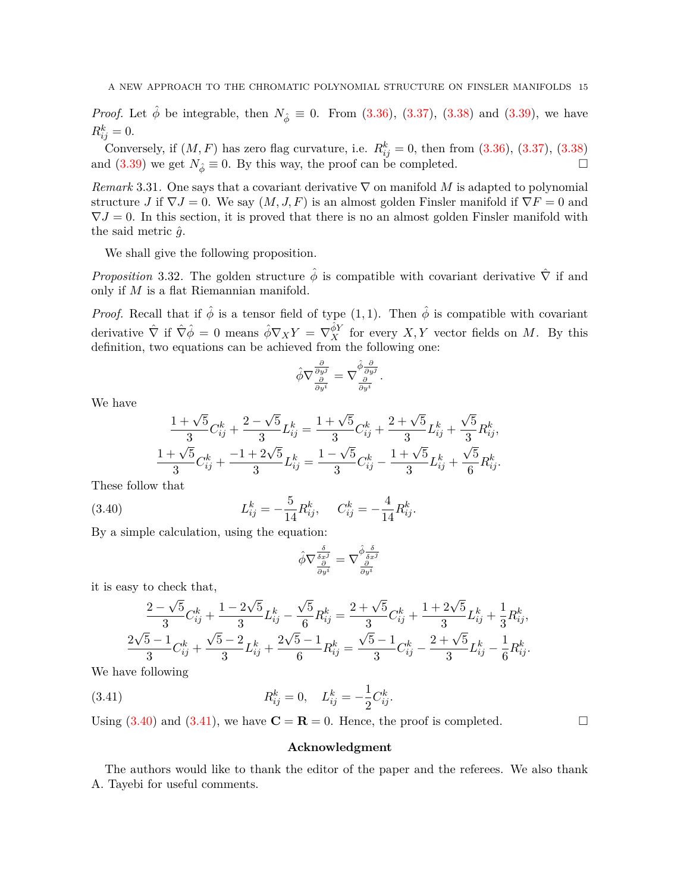*Proof.* Let $\hat{\phi}$ be integrable, then $N_{\hat{\phi}} \equiv 0$. From (3.36), (3.37), (3.38) and (3.39), we have $R^k_{ij} = 0$.

Conversely, if $(M, F)$ has zero flag curvature, i.e. $R^k_{ij} = 0$, then from (3.36), (3.37), (3.38) and (3.39) we get $N_{\hat{\phi}} \equiv 0$. By this way, the proof can be completed. □

*Remark* 3.31. One says that a covariant derivative $\nabla$ on manifold $M$ is adapted to polynomial structure $J$ if $\nabla J = 0$. We say $(M, J, F)$ is an almost golden Finsler manifold if $\nabla F = 0$ and $\nabla J = 0$. In this section, it is proved that there is no an almost golden Finsler manifold with the said metric $\hat{g}$.

We shall give the following proposition.

*Proposition* 3.32. The golden structure $\hat{\phi}$ is compatible with covariant derivative $\hat{\nabla}$ if and only if $M$ is a flat Riemannian manifold.

*Proof.* Recall that if $\hat{\phi}$ is a tensor field of type $(1, 1)$. Then $\hat{\phi}$ is compatible with covariant derivative $\hat{\nabla}$ if $\hat{\nabla}\hat{\phi} = 0$ means $\hat{\phi}\nabla_X Y = \nabla^{\hat{\phi}Y}_X$ for every $X, Y$ vector fields on $M$. By this definition, two equations can be achieved from the following one:

$$\hat{\phi}\nabla^{\frac{\partial}{\partial y^j}}_{\frac{\partial}{\partial y^i}} = \nabla^{\hat{\phi}\frac{\partial}{\partial y^j}}_{\frac{\partial}{\partial y^i}}.$$

We have

$$\frac{1+\sqrt{5}}{3}C^k_{ij} + \frac{2-\sqrt{5}}{3}L^k_{ij} = \frac{1+\sqrt{5}}{3}C^k_{ij} + \frac{2+\sqrt{5}}{3}L^k_{ij} + \frac{\sqrt{5}}{3}R^k_{ij},$$
$$\frac{1+\sqrt{5}}{3}C^k_{ij} + \frac{-1+2\sqrt{5}}{3}L^k_{ij} = \frac{1-\sqrt{5}}{3}C^k_{ij} - \frac{1+\sqrt{5}}{3}L^k_{ij} + \frac{\sqrt{5}}{6}R^k_{ij}.$$

These follow that

$$L^k_{ij} = -\frac{5}{14}R^k_{ij}, \quad C^k_{ij} = -\frac{4}{14}R^k_{ij}. \tag{3.40}$$

By a simple calculation, using the equation:

$$\hat{\phi}\nabla^{\frac{\delta}{\delta x^j}}_{\frac{\partial}{\partial y^i}} = \nabla^{\hat{\phi}\frac{\delta}{\delta x^j}}_{\frac{\partial}{\partial y^i}}$$

it is easy to check that,

$$\frac{2-\sqrt{5}}{3}C^k_{ij} + \frac{1-2\sqrt{5}}{3}L^k_{ij} - \frac{\sqrt{5}}{6}R^k_{ij} = \frac{2+\sqrt{5}}{3}C^k_{ij} + \frac{1+2\sqrt{5}}{3}L^k_{ij} + \frac{1}{3}R^k_{ij},$$
$$\frac{2\sqrt{5}-1}{3}C^k_{ij} + \frac{\sqrt{5}-2}{3}L^k_{ij} + \frac{2\sqrt{5}-1}{6}R^k_{ij} = \frac{\sqrt{5}-1}{3}C^k_{ij} - \frac{2+\sqrt{5}}{3}L^k_{ij} - \frac{1}{6}R^k_{ij}.$$

We have following

$$R^k_{ij} = 0, \quad L^k_{ij} = -\frac{1}{2}C^k_{ij}. \tag{3.41}$$

Using (3.40) and (3.41), we have $\mathbf{C} = \mathbf{R} = 0$. Hence, the proof is completed. □

## Acknowledgment

The authors would like to thank the editor of the paper and the referees. We also thank A. Tayebi for useful comments.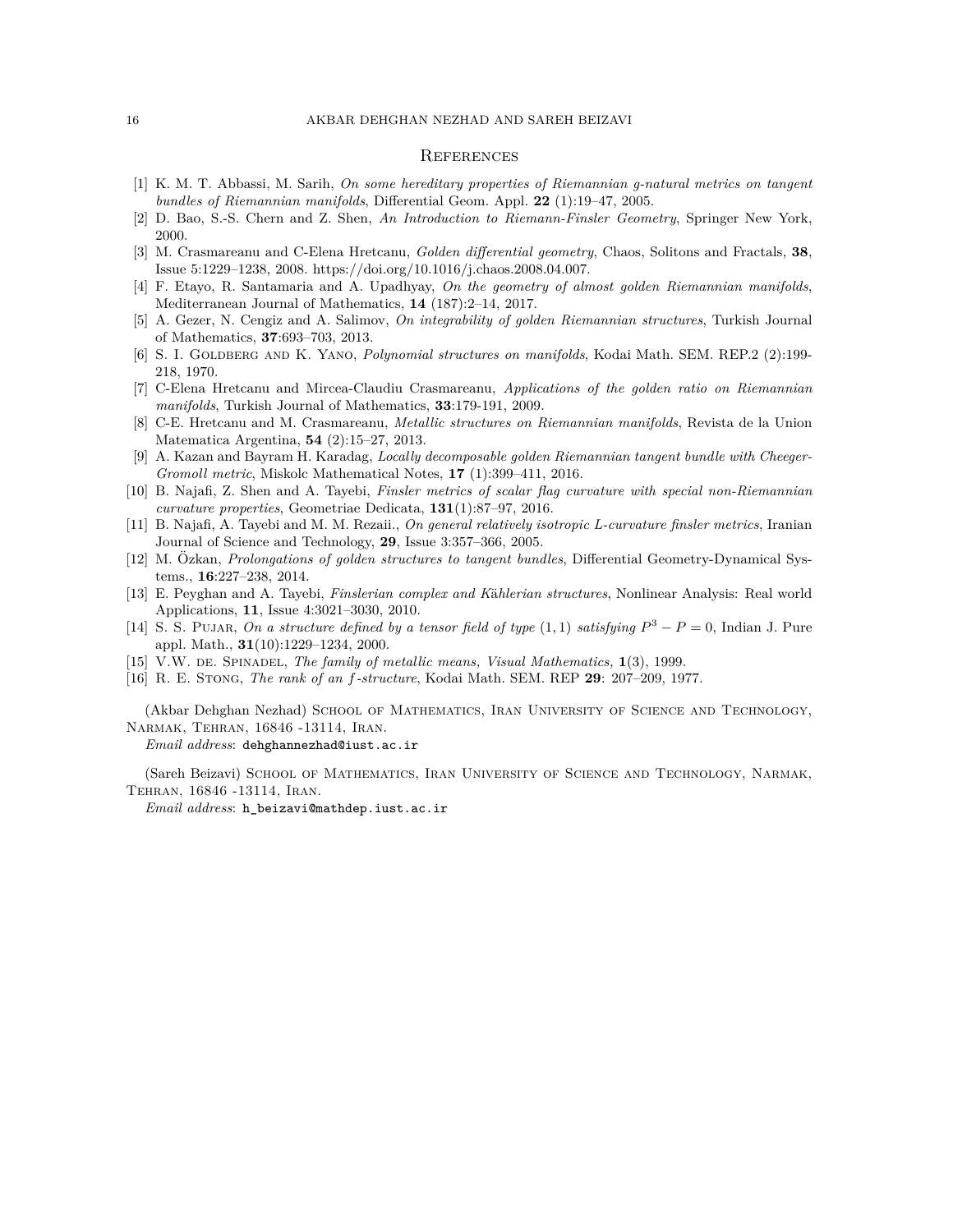## References

[1] K. M. T. Abbassi, M. Sarih, *On some hereditary properties of Riemannian g-natural metrics on tangent bundles of Riemannian manifolds*, Differential Geom. Appl. **22** (1):19–47, 2005.

[2] D. Bao, S.-S. Chern and Z. Shen, *An Introduction to Riemann-Finsler Geometry*, Springer New York, 2000.

[3] M. Crasmareanu and C-Elena Hretcanu, *Golden differential geometry*, Chaos, Solitons and Fractals, **38**, Issue 5:1229–1238, 2008. https://doi.org/10.1016/j.chaos.2008.04.007.

[4] F. Etayo, R. Santamaria and A. Upadhyay, *On the geometry of almost golden Riemannian manifolds*, Mediterranean Journal of Mathematics, **14** (187):2–14, 2017.

[5] A. Gezer, N. Cengiz and A. Salimov, *On integrability of golden Riemannian structures*, Turkish Journal of Mathematics, **37**:693–703, 2013.

[6] S. I. Goldberg and K. Yano, *Polynomial structures on manifolds*, Kodai Math. SEM. REP.2 (2):199-218, 1970.

[7] C-Elena Hretcanu and Mircea-Claudiu Crasmareanu, *Applications of the golden ratio on Riemannian manifolds*, Turkish Journal of Mathematics, **33**:179-191, 2009.

[8] C-E. Hretcanu and M. Crasmareanu, *Metallic structures on Riemannian manifolds*, Revista de la Union Matematica Argentina, **54** (2):15–27, 2013.

[9] A. Kazan and Bayram H. Karadag, *Locally decomposable golden Riemannian tangent bundle with Cheeger-Gromoll metric*, Miskolc Mathematical Notes, **17** (1):399–411, 2016.

[10] B. Najafi, Z. Shen and A. Tayebi, *Finsler metrics of scalar flag curvature with special non-Riemannian curvature properties*, Geometriae Dedicata, **131**(1):87–97, 2016.

[11] B. Najafi, A. Tayebi and M. M. Rezaii., *On general relatively isotropic L-curvature finsler metrics*, Iranian Journal of Science and Technology, **29**, Issue 3:357–366, 2005.

[12] M. Özkan, *Prolongations of golden structures to tangent bundles*, Differential Geometry-Dynamical Systems., **16**:227–238, 2014.

[13] E. Peyghan and A. Tayebi, *Finslerian complex and Kählerian structures*, Nonlinear Analysis: Real world Applications, **11**, Issue 4:3021–3030, 2010.

[14] S. S. Pujar, *On a structure defined by a tensor field of type* $(1,1)$ *satisfying* $P^3 - P = 0$, Indian J. Pure appl. Math., **31**(10):1229–1234, 2000.

[15] V.W. de. Spinadel, *The family of metallic means, Visual Mathematics,* **1**(3), 1999.

[16] R. E. Stong, *The rank of an $f$-structure*, Kodai Math. SEM. REP **29**: 207–209, 1977.

(Akbar Dehghan Nezhad) School of Mathematics, Iran University of Science and Technology, Narmak, Tehran, 16846 -13114, Iran.

*Email address*: dehghannezhad@iust.ac.ir

(Sareh Beizavi) School of Mathematics, Iran University of Science and Technology, Narmak, Tehran, 16846 -13114, Iran.

*Email address*: h_beizavi@mathdep.iust.ac.ir